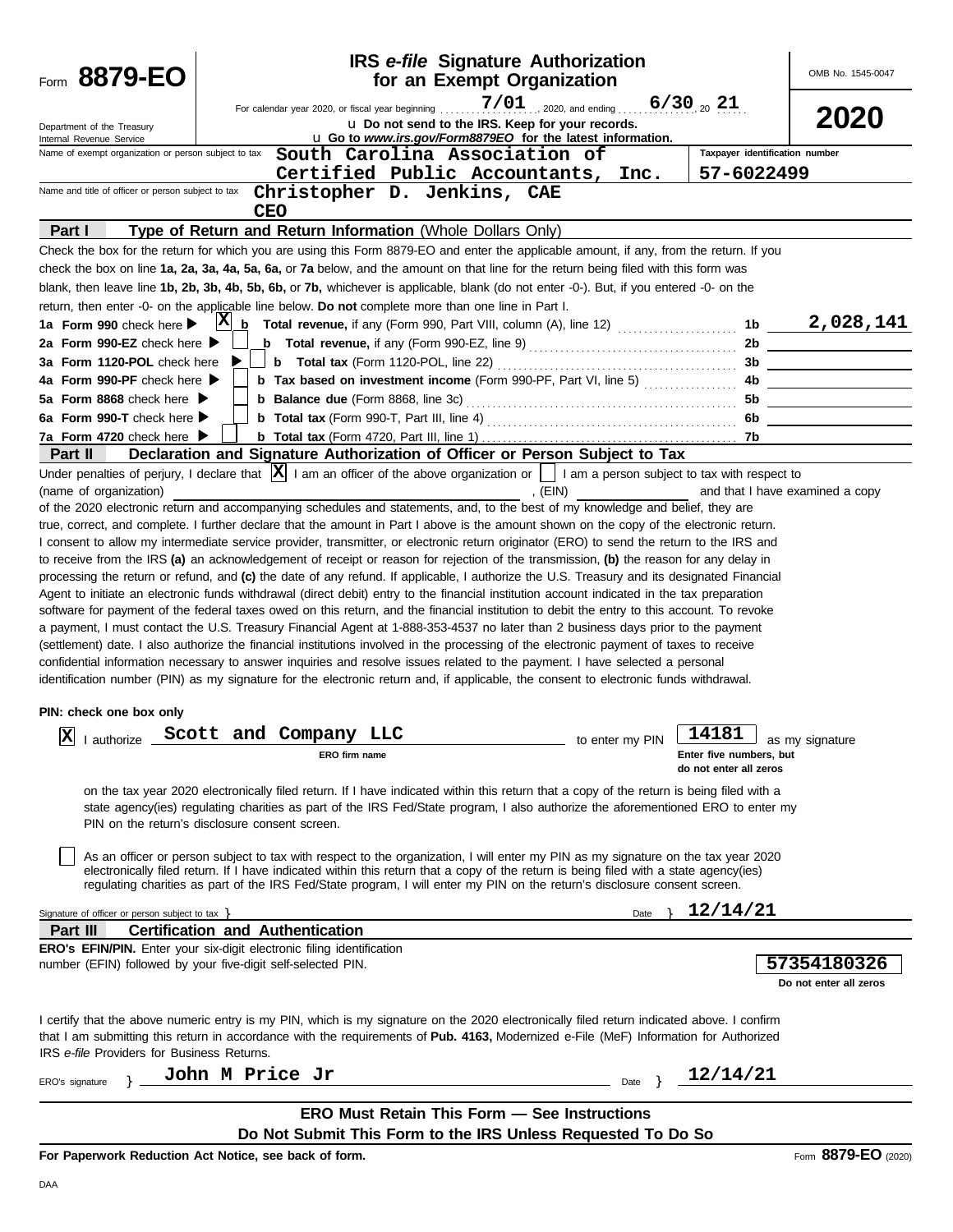# Form 8879-EO

## IRS *e-file* Signature Authorization for an Exempt Organization

OMB No. 1545-0047

**2020**

Department of the Treasury
Internal Revenue Service

For calendar year 2020, or fiscal year beginning 7/01, 2020, and ending 6/30, 20 21

u Do not send to the IRS. Keep for your records.

u Go to *www.irs.gov/Form8879EO* for the latest information.

Name of exempt organization or person subject to tax: **South Carolina Association of Certified Public Accountants, Inc.**

Taxpayer identification number: **57-6022499**

Name and title of officer or person subject to tax: **Christopher D. Jenkins, CAE**
**CEO**

### Part I — Type of Return and Return Information (Whole Dollars Only)

Check the box for the return for which you are using this Form 8879-EO and enter the applicable amount, if any, from the return. If you check the box on line **1a, 2a, 3a, 4a, 5a, 6a,** or **7a** below, and the amount on that line for the return being filed with this form was blank, then leave line **1b, 2b, 3b, 4b, 5b, 6b,** or **7b,** whichever is applicable, blank (do not enter -0-). But, if you entered -0- on the return, then enter -0- on the applicable line below. **Do not** complete more than one line in Part I.

| Line | Check | Description | Line | Amount |
|---|---|---|---|---|
| **1a Form 990** check here | X | **b Total revenue,** if any (Form 990, Part VIII, column (A), line 12) | 1b | 2,028,141 |
| **2a Form 990-EZ** check here | | **b Total revenue,** if any (Form 990-EZ, line 9) | 2b | |
| **3a Form 1120-POL** check here | | **b Total tax** (Form 1120-POL, line 22) | 3b | |
| **4a Form 990-PF** check here | | **b Tax based on investment income** (Form 990-PF, Part VI, line 5) | 4b | |
| **5a Form 8868** check here | | **b Balance due** (Form 8868, line 3c) | 5b | |
| **6a Form 990-T** check here | | **b Total tax** (Form 990-T, Part III, line 4) | 6b | |
| **7a Form 4720** check here | | **b Total tax** (Form 4720, Part III, line 1) | 7b | |

### Part II — Declaration and Signature Authorization of Officer or Person Subject to Tax

Under penalties of perjury, I declare that [X] I am an officer of the above organization or [ ] I am a person subject to tax with respect to (name of organization) ______, (EIN) ______ and that I have examined a copy of the 2020 electronic return and accompanying schedules and statements, and, to the best of my knowledge and belief, they are true, correct, and complete. I further declare that the amount in Part I above is the amount shown on the copy of the electronic return. I consent to allow my intermediate service provider, transmitter, or electronic return originator (ERO) to send the return to the IRS and to receive from the IRS **(a)** an acknowledgement of receipt or reason for rejection of the transmission, **(b)** the reason for any delay in processing the return or refund, and **(c)** the date of any refund. If applicable, I authorize the U.S. Treasury and its designated Financial Agent to initiate an electronic funds withdrawal (direct debit) entry to the financial institution account indicated in the tax preparation software for payment of the federal taxes owed on this return, and the financial institution to debit the entry to this account. To revoke a payment, I must contact the U.S. Treasury Financial Agent at 1-888-353-4537 no later than 2 business days prior to the payment (settlement) date. I also authorize the financial institutions involved in the processing of the electronic payment of taxes to receive confidential information necessary to answer inquiries and resolve issues related to the payment. I have selected a personal identification number (PIN) as my signature for the electronic return and, if applicable, the consent to electronic funds withdrawal.

**PIN: check one box only**

[X] I authorize **Scott and Company LLC** (ERO firm name) to enter my PIN **14181** (Enter five numbers, but do not enter all zeros) as my signature on the tax year 2020 electronically filed return. If I have indicated within this return that a copy of the return is being filed with a state agency(ies) regulating charities as part of the IRS Fed/State program, I also authorize the aforementioned ERO to enter my PIN on the return's disclosure consent screen.

[ ] As an officer or person subject to tax with respect to the organization, I will enter my PIN as my signature on the tax year 2020 electronically filed return. If I have indicated within this return that a copy of the return is being filed with a state agency(ies) regulating charities as part of the IRS Fed/State program, I will enter my PIN on the return's disclosure consent screen.

Signature of officer or person subject to tax } ______ Date } **12/14/21**

### Part III — Certification and Authentication

**ERO's EFIN/PIN.** Enter your six-digit electronic filing identification number (EFIN) followed by your five-digit self-selected PIN.

**57354180326**
Do not enter all zeros

I certify that the above numeric entry is my PIN, which is my signature on the 2020 electronically filed return indicated above. I confirm that I am submitting this return in accordance with the requirements of **Pub. 4163,** Modernized e-File (MeF) Information for Authorized IRS *e-file* Providers for Business Returns.

ERO's signature } **John M Price Jr** Date } **12/14/21**

**ERO Must Retain This Form — See Instructions**

**Do Not Submit This Form to the IRS Unless Requested To Do So**

**For Paperwork Reduction Act Notice, see back of form.**

Form **8879-EO** (2020)

DAA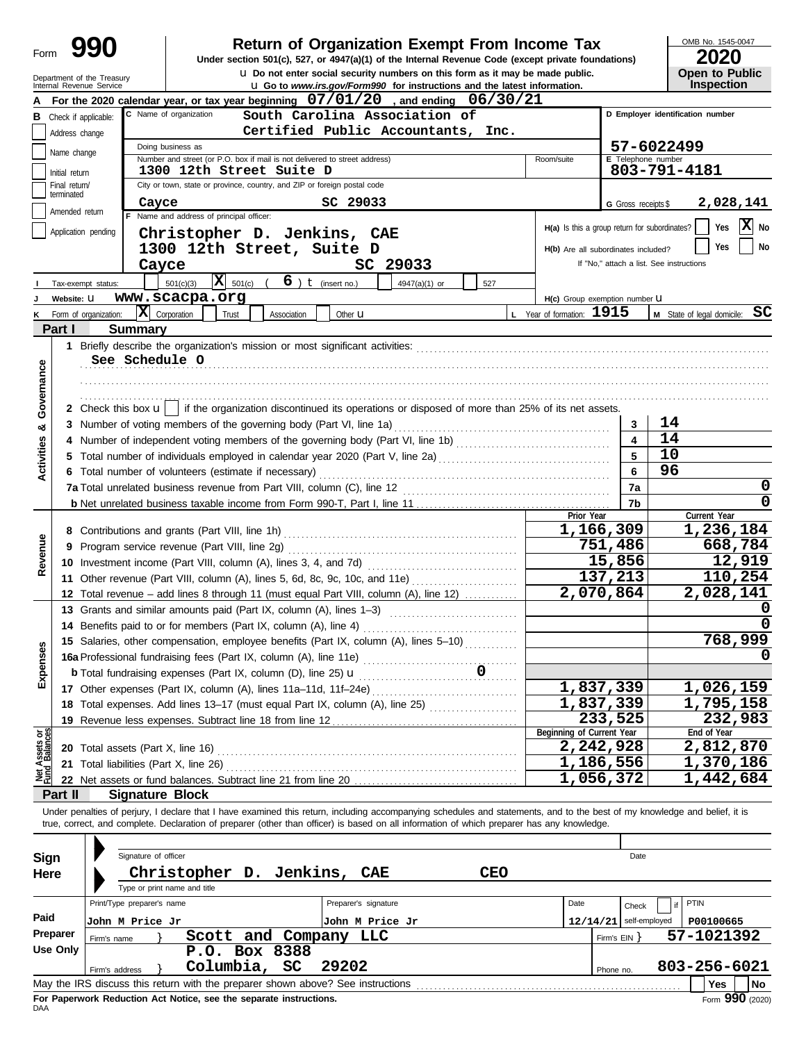# Form 990 — Return of Organization Exempt From Income Tax

**2020**

OMB No. 1545-0047

Under section 501(c), 527, or 4947(a)(1) of the Internal Revenue Code (except private foundations)

u Do not enter social security numbers on this form as it may be made public.

u Go to *www.irs.gov/Form990* for instructions and the latest information.

Department of the Treasury
Internal Revenue Service

**Open to Public Inspection**

**A** For the 2020 calendar year, or tax year beginning 07/01/20, and ending 06/30/21

**B** Check if applicable:
- Address change
- Name change
- Initial return
- Final return/terminated
- Amended return
- Application pending

**C** Name of organization: South Carolina Association of Certified Public Accountants, Inc.

Doing business as:

Number and street (or P.O. box if mail is not delivered to street address): 1300 12th Street Suite D — Room/suite:

City or town, state or province, country, and ZIP or foreign postal code: Cayce SC 29033

**D** Employer identification number: 57-6022499

**E** Telephone number: 803-791-4181

**G** Gross receipts $ 2,028,141

**F** Name and address of principal officer:
Christopher D. Jenkins, CAE
1300 12th Street, Suite D
Cayce SC 29033

**H(a)** Is this a group return for subordinates? Yes [ ] No [X]

**H(b)** Are all subordinates included? Yes [ ] No [ ]
If "No," attach a list. See instructions

**I** Tax-exempt status: [ ] 501(c)(3) [X] 501(c) ( 6 ) t (insert no.) [ ] 4947(a)(1) or [ ] 527

**J** Website: u www.scacpa.org

**H(c)** Group exemption number u

**K** Form of organization: [X] Corporation [ ] Trust [ ] Association [ ] Other u

**L** Year of formation: 1915

**M** State of legal domicile: SC

## Part I — Summary

**Activities & Governance**

1 Briefly describe the organization's mission or most significant activities:
See Schedule O

2 Check this box u [ ] if the organization discontinued its operations or disposed of more than 25% of its net assets.

| | | | |
|---|---|---|---|
| 3 | Number of voting members of the governing body (Part VI, line 1a) | 3 | 14 |
| 4 | Number of independent voting members of the governing body (Part VI, line 1b) | 4 | 14 |
| 5 | Total number of individuals employed in calendar year 2020 (Part V, line 2a) | 5 | 10 |
| 6 | Total number of volunteers (estimate if necessary) | 6 | 96 |
| 7a | Total unrelated business revenue from Part VIII, column (C), line 12 | 7a | 0 |
| b | Net unrelated business taxable income from Form 990-T, Part I, line 11 | 7b | 0 |

| | | Prior Year | Current Year |
|---|---|---|---|
| **Revenue** | | | |
| 8 | Contributions and grants (Part VIII, line 1h) | 1,166,309 | 1,236,184 |
| 9 | Program service revenue (Part VIII, line 2g) | 751,486 | 668,784 |
| 10 | Investment income (Part VIII, column (A), lines 3, 4, and 7d) | 15,856 | 12,919 |
| 11 | Other revenue (Part VIII, column (A), lines 5, 6d, 8c, 9c, 10c, and 11e) | 137,213 | 110,254 |
| 12 | Total revenue – add lines 8 through 11 (must equal Part VIII, column (A), line 12) | 2,070,864 | 2,028,141 |
| **Expenses** | | | |
| 13 | Grants and similar amounts paid (Part IX, column (A), lines 1–3) | | 0 |
| 14 | Benefits paid to or for members (Part IX, column (A), line 4) | | 0 |
| 15 | Salaries, other compensation, employee benefits (Part IX, column (A), lines 5–10) | | 768,999 |
| 16a | Professional fundraising fees (Part IX, column (A), line 11e) | | 0 |
| b | Total fundraising expenses (Part IX, column (D), line 25) u 0 | | |
| 17 | Other expenses (Part IX, column (A), lines 11a–11d, 11f–24e) | 1,837,339 | 1,026,159 |
| 18 | Total expenses. Add lines 13–17 (must equal Part IX, column (A), line 25) | 1,837,339 | 1,795,158 |
| 19 | Revenue less expenses. Subtract line 18 from line 12 | 233,525 | 232,983 |

| | | Beginning of Current Year | End of Year |
|---|---|---|---|
| **Net Assets or Fund Balances** | | | |
| 20 | Total assets (Part X, line 16) | 2,242,928 | 2,812,870 |
| 21 | Total liabilities (Part X, line 26) | 1,186,556 | 1,370,186 |
| 22 | Net assets or fund balances. Subtract line 21 from line 20 | 1,056,372 | 1,442,684 |

## Part II — Signature Block

Under penalties of perjury, I declare that I have examined this return, including accompanying schedules and statements, and to the best of my knowledge and belief, it is true, correct, and complete. Declaration of preparer (other than officer) is based on all information of which preparer has any knowledge.

**Sign Here**

Signature of officer — Date

Christopher D. Jenkins, CAE — CEO
Type or print name and title

**Paid Preparer Use Only**

| Print/Type preparer's name | Preparer's signature | Date | Check [ ] if self-employed | PTIN |
|---|---|---|---|---|
| John M Price Jr | John M Price Jr | 12/14/21 | | P00100665 |

Firm's name } Scott and Company LLC — Firm's EIN } 57-1021392

Firm's address } P.O. Box 8388, Columbia, SC 29202 — Phone no. 803-256-6021

May the IRS discuss this return with the preparer shown above? See instructions — Yes [ ] No [ ]

**For Paperwork Reduction Act Notice, see the separate instructions.**

DAA — Form **990** (2020)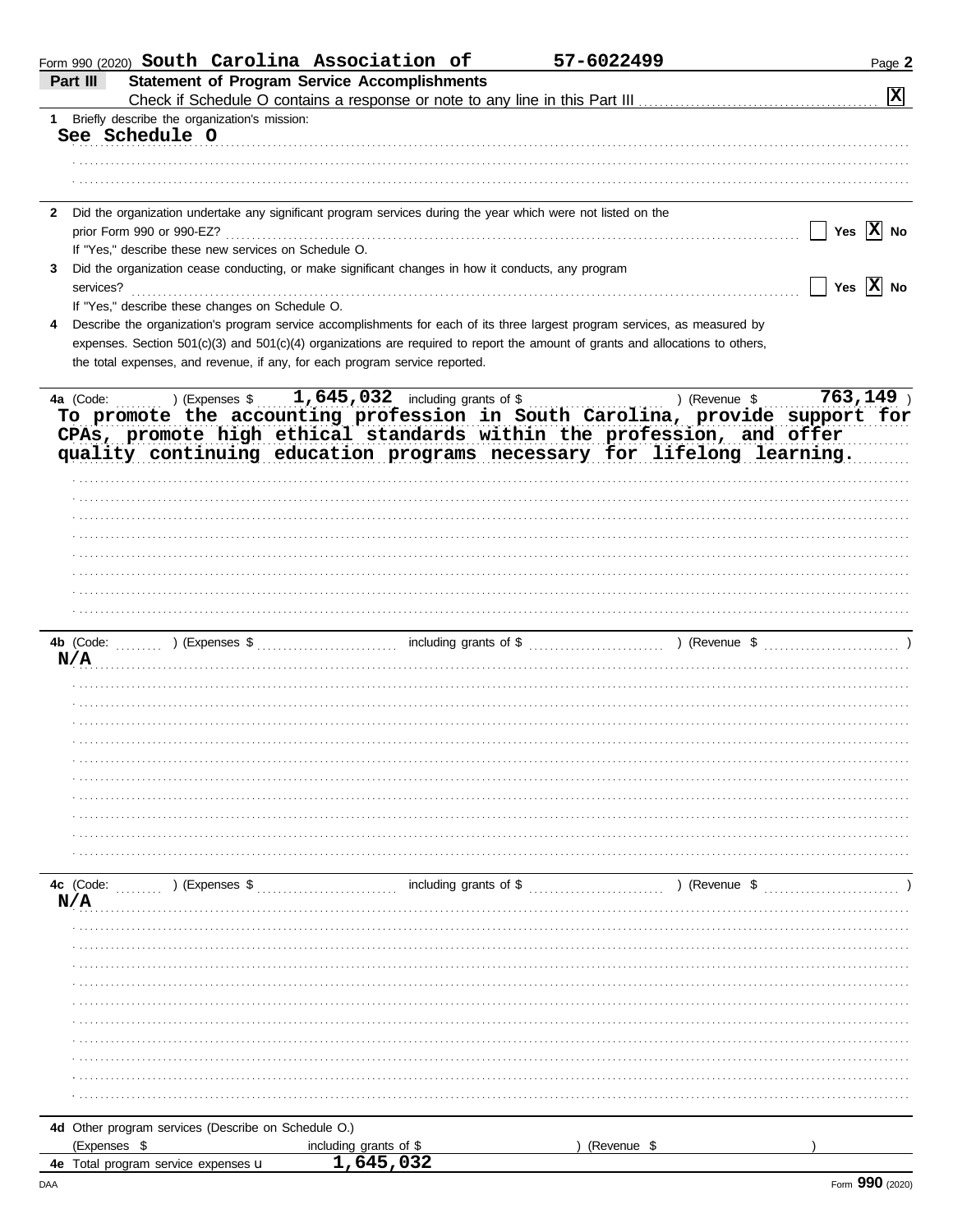Form 990 (2020) **South Carolina Association of** **57-6022499** Page **2**

**Part III** **Statement of Program Service Accomplishments**

Check if Schedule O contains a response or note to any line in this Part III . . . . . . . . . . **[X]**

**1** Briefly describe the organization's mission:

See Schedule O

**2** Did the organization undertake any significant program services during the year which were not listed on the prior Form 990 or 990-EZ? . . . . . . . . . . [ ] Yes [X] No

If "Yes," describe these new services on Schedule O.

**3** Did the organization cease conducting, or make significant changes in how it conducts, any program services? . . . . . . . . . . [ ] Yes [X] No

If "Yes," describe these changes on Schedule O.

**4** Describe the organization's program service accomplishments for each of its three largest program services, as measured by expenses. Section 501(c)(3) and 501(c)(4) organizations are required to report the amount of grants and allocations to others, the total expenses, and revenue, if any, for each program service reported.

**4a** (Code: ) (Expenses $ **1,645,032** including grants of $ ) (Revenue $ **763,149** )

To promote the accounting profession in South Carolina, provide support for CPAs, promote high ethical standards within the profession, and offer quality continuing education programs necessary for lifelong learning.

**4b** (Code: ) (Expenses $ including grants of $ ) (Revenue $ )

N/A

**4c** (Code: ) (Expenses $ including grants of $ ) (Revenue $ )

N/A

**4d** Other program services (Describe on Schedule O.)

(Expenses $ including grants of $ ) (Revenue $ )

**4e** Total program service expenses ► **1,645,032**

Form **990** (2020)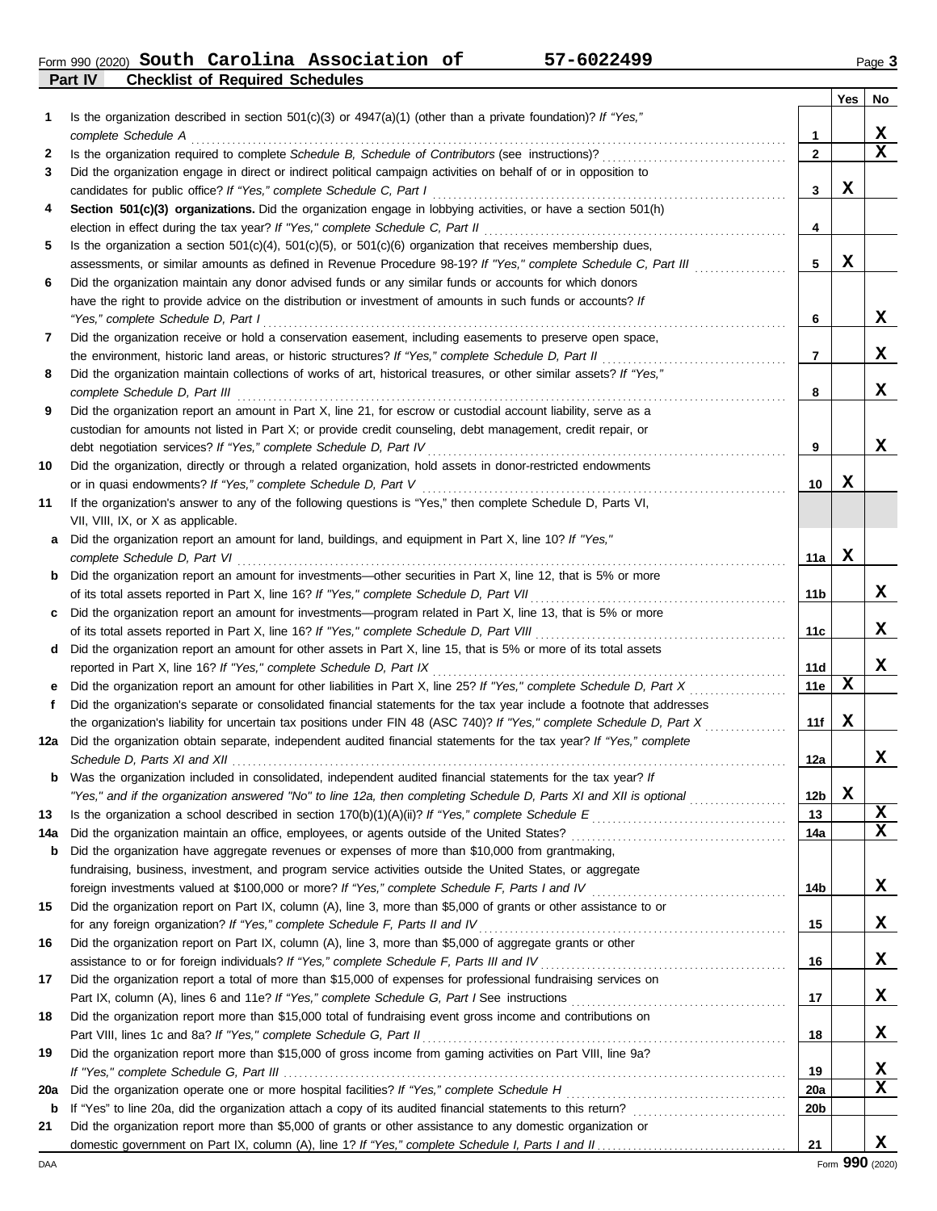Form 990 (2020) **South Carolina Association of** **57-6022499** Page 3

**Part IV** **Checklist of Required Schedules**

| | | | Yes | No |
|---|---|---|---|---|
| **1** | Is the organization described in section 501(c)(3) or 4947(a)(1) (other than a private foundation)? *If "Yes," complete Schedule A* | 1 | | X |
| **2** | Is the organization required to complete *Schedule B, Schedule of Contributors* (see instructions)? | 2 | | X |
| **3** | Did the organization engage in direct or indirect political campaign activities on behalf of or in opposition to candidates for public office? *If "Yes," complete Schedule C, Part I* | 3 | X | |
| **4** | **Section 501(c)(3) organizations.** Did the organization engage in lobbying activities, or have a section 501(h) election in effect during the tax year? *If "Yes," complete Schedule C, Part II* | 4 | | |
| **5** | Is the organization a section 501(c)(4), 501(c)(5), or 501(c)(6) organization that receives membership dues, assessments, or similar amounts as defined in Revenue Procedure 98-19? *If "Yes," complete Schedule C, Part III* | 5 | X | |
| **6** | Did the organization maintain any donor advised funds or any similar funds or accounts for which donors have the right to provide advice on the distribution or investment of amounts in such funds or accounts? *If "Yes," complete Schedule D, Part I* | 6 | | X |
| **7** | Did the organization receive or hold a conservation easement, including easements to preserve open space, the environment, historic land areas, or historic structures? *If "Yes," complete Schedule D, Part II* | 7 | | X |
| **8** | Did the organization maintain collections of works of art, historical treasures, or other similar assets? *If "Yes," complete Schedule D, Part III* | 8 | | X |
| **9** | Did the organization report an amount in Part X, line 21, for escrow or custodial account liability, serve as a custodian for amounts not listed in Part X; or provide credit counseling, debt management, credit repair, or debt negotiation services? *If "Yes," complete Schedule D, Part IV* | 9 | | X |
| **10** | Did the organization, directly or through a related organization, hold assets in donor-restricted endowments or in quasi endowments? *If "Yes," complete Schedule D, Part V* | 10 | X | |
| **11** | If the organization's answer to any of the following questions is "Yes," then complete Schedule D, Parts VI, VII, VIII, IX, or X as applicable. | | | |
| **a** | Did the organization report an amount for land, buildings, and equipment in Part X, line 10? *If "Yes," complete Schedule D, Part VI* | 11a | X | |
| **b** | Did the organization report an amount for investments—other securities in Part X, line 12, that is 5% or more of its total assets reported in Part X, line 16? *If "Yes," complete Schedule D, Part VII* | 11b | | X |
| **c** | Did the organization report an amount for investments—program related in Part X, line 13, that is 5% or more of its total assets reported in Part X, line 16? *If "Yes," complete Schedule D, Part VIII* | 11c | | X |
| **d** | Did the organization report an amount for other assets in Part X, line 15, that is 5% or more of its total assets reported in Part X, line 16? *If "Yes," complete Schedule D, Part IX* | 11d | | X |
| **e** | Did the organization report an amount for other liabilities in Part X, line 25? *If "Yes," complete Schedule D, Part X* | 11e | X | |
| **f** | Did the organization's separate or consolidated financial statements for the tax year include a footnote that addresses the organization's liability for uncertain tax positions under FIN 48 (ASC 740)? *If "Yes," complete Schedule D, Part X* | 11f | X | |
| **12a** | Did the organization obtain separate, independent audited financial statements for the tax year? *If "Yes," complete Schedule D, Parts XI and XII* | 12a | | X |
| **b** | Was the organization included in consolidated, independent audited financial statements for the tax year? *If "Yes," and if the organization answered "No" to line 12a, then completing Schedule D, Parts XI and XII is optional* | 12b | X | |
| **13** | Is the organization a school described in section 170(b)(1)(A)(ii)? *If "Yes," complete Schedule E* | 13 | | X |
| **14a** | Did the organization maintain an office, employees, or agents outside of the United States? | 14a | | X |
| **b** | Did the organization have aggregate revenues or expenses of more than $10,000 from grantmaking, fundraising, business, investment, and program service activities outside the United States, or aggregate foreign investments valued at $100,000 or more? *If "Yes," complete Schedule F, Parts I and IV* | 14b | | X |
| **15** | Did the organization report on Part IX, column (A), line 3, more than $5,000 of grants or other assistance to or for any foreign organization? *If "Yes," complete Schedule F, Parts II and IV* | 15 | | X |
| **16** | Did the organization report on Part IX, column (A), line 3, more than $5,000 of aggregate grants or other assistance to or for foreign individuals? *If "Yes," complete Schedule F, Parts III and IV* | 16 | | X |
| **17** | Did the organization report a total of more than $15,000 of expenses for professional fundraising services on Part IX, column (A), lines 6 and 11e? *If "Yes," complete Schedule G, Part I* See instructions | 17 | | X |
| **18** | Did the organization report more than $15,000 total of fundraising event gross income and contributions on Part VIII, lines 1c and 8a? *If "Yes," complete Schedule G, Part II* | 18 | | X |
| **19** | Did the organization report more than $15,000 of gross income from gaming activities on Part VIII, line 9a? *If "Yes," complete Schedule G, Part III* | 19 | | X |
| **20a** | Did the organization operate one or more hospital facilities? *If "Yes," complete Schedule H* | 20a | | X |
| **b** | If "Yes" to line 20a, did the organization attach a copy of its audited financial statements to this return? | 20b | | |
| **21** | Did the organization report more than $5,000 of grants or other assistance to any domestic organization or domestic government on Part IX, column (A), line 1? *If "Yes," complete Schedule I, Parts I and II* | 21 | | X |

DAA Form **990** (2020)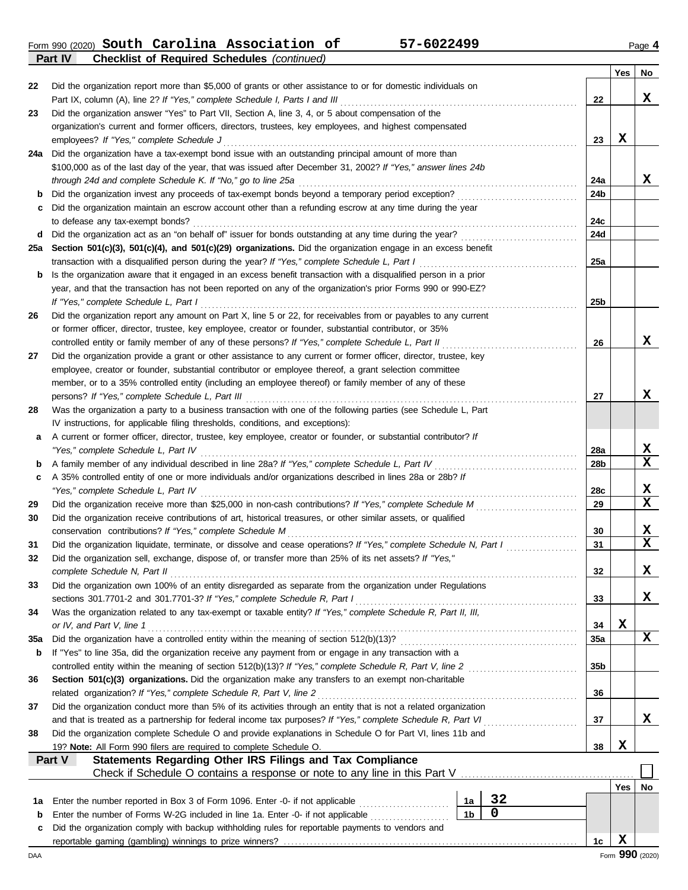Form 990 (2020) **South Carolina Association of** **57-6022499** Page **4**

**Part IV** **Checklist of Required Schedules** *(continued)*

| | | | Yes | No |
|---|---|---|---|---|
| 22 | Did the organization report more than $5,000 of grants or other assistance to or for domestic individuals on Part IX, column (A), line 2? *If "Yes," complete Schedule I, Parts I and III* | 22 | | X |
| 23 | Did the organization answer "Yes" to Part VII, Section A, line 3, 4, or 5 about compensation of the organization's current and former officers, directors, trustees, key employees, and highest compensated employees? *If "Yes," complete Schedule J* | 23 | X | |
| 24a | Did the organization have a tax-exempt bond issue with an outstanding principal amount of more than $100,000 as of the last day of the year, that was issued after December 31, 2002? *If "Yes," answer lines 24b through 24d and complete Schedule K. If "No," go to line 25a* | 24a | | X |
| b | Did the organization invest any proceeds of tax-exempt bonds beyond a temporary period exception? | 24b | | |
| c | Did the organization maintain an escrow account other than a refunding escrow at any time during the year to defease any tax-exempt bonds? | 24c | | |
| d | Did the organization act as an "on behalf of" issuer for bonds outstanding at any time during the year? | 24d | | |
| 25a | **Section 501(c)(3), 501(c)(4), and 501(c)(29) organizations.** Did the organization engage in an excess benefit transaction with a disqualified person during the year? *If "Yes," complete Schedule L, Part I* | 25a | | |
| b | Is the organization aware that it engaged in an excess benefit transaction with a disqualified person in a prior year, and that the transaction has not been reported on any of the organization's prior Forms 990 or 990-EZ? *If "Yes," complete Schedule L, Part I* | 25b | | |
| 26 | Did the organization report any amount on Part X, line 5 or 22, for receivables from or payables to any current or former officer, director, trustee, key employee, creator or founder, substantial contributor, or 35% controlled entity or family member of any of these persons? *If "Yes," complete Schedule L, Part II* | 26 | | X |
| 27 | Did the organization provide a grant or other assistance to any current or former officer, director, trustee, key employee, creator or founder, substantial contributor or employee thereof, a grant selection committee member, or to a 35% controlled entity (including an employee thereof) or family member of any of these persons? *If "Yes," complete Schedule L, Part III* | 27 | | X |
| 28 | Was the organization a party to a business transaction with one of the following parties (see Schedule L, Part IV instructions, for applicable filing thresholds, conditions, and exceptions): | | | |
| a | A current or former officer, director, trustee, key employee, creator or founder, or substantial contributor? *If "Yes," complete Schedule L, Part IV* | 28a | | X |
| b | A family member of any individual described in line 28a? *If "Yes," complete Schedule L, Part IV* | 28b | | X |
| c | A 35% controlled entity of one or more individuals and/or organizations described in lines 28a or 28b? *If "Yes," complete Schedule L, Part IV* | 28c | | X |
| 29 | Did the organization receive more than $25,000 in non-cash contributions? *If "Yes," complete Schedule M* | 29 | | X |
| 30 | Did the organization receive contributions of art, historical treasures, or other similar assets, or qualified conservation contributions? *If "Yes," complete Schedule M* | 30 | | X |
| 31 | Did the organization liquidate, terminate, or dissolve and cease operations? *If "Yes," complete Schedule N, Part I* | 31 | | X |
| 32 | Did the organization sell, exchange, dispose of, or transfer more than 25% of its net assets? *If "Yes," complete Schedule N, Part II* | 32 | | X |
| 33 | Did the organization own 100% of an entity disregarded as separate from the organization under Regulations sections 301.7701-2 and 301.7701-3? *If "Yes," complete Schedule R, Part I* | 33 | | X |
| 34 | Was the organization related to any tax-exempt or taxable entity? *If "Yes," complete Schedule R, Part II, III, or IV, and Part V, line 1* | 34 | X | |
| 35a | Did the organization have a controlled entity within the meaning of section 512(b)(13)? | 35a | | X |
| b | If "Yes" to line 35a, did the organization receive any payment from or engage in any transaction with a controlled entity within the meaning of section 512(b)(13)? *If "Yes," complete Schedule R, Part V, line 2* | 35b | | |
| 36 | **Section 501(c)(3) organizations.** Did the organization make any transfers to an exempt non-charitable related organization? *If "Yes," complete Schedule R, Part V, line 2* | 36 | | |
| 37 | Did the organization conduct more than 5% of its activities through an entity that is not a related organization and that is treated as a partnership for federal income tax purposes? *If "Yes," complete Schedule R, Part VI* | 37 | | X |
| 38 | Did the organization complete Schedule O and provide explanations in Schedule O for Part VI, lines 11b and 19? **Note:** All Form 990 filers are required to complete Schedule O. | 38 | X | |

**Part V** **Statements Regarding Other IRS Filings and Tax Compliance**

Check if Schedule O contains a response or note to any line in this Part V ☐

| | | | | | Yes | No |
|---|---|---|---|---|---|---|
| 1a | Enter the number reported in Box 3 of Form 1096. Enter -0- if not applicable | 1a | 32 | | | |
| b | Enter the number of Forms W-2G included in line 1a. Enter -0- if not applicable | 1b | 0 | | | |
| c | Did the organization comply with backup withholding rules for reportable payments to vendors and reportable gaming (gambling) winnings to prize winners? | | | 1c | X | |

DAA Form **990** (2020)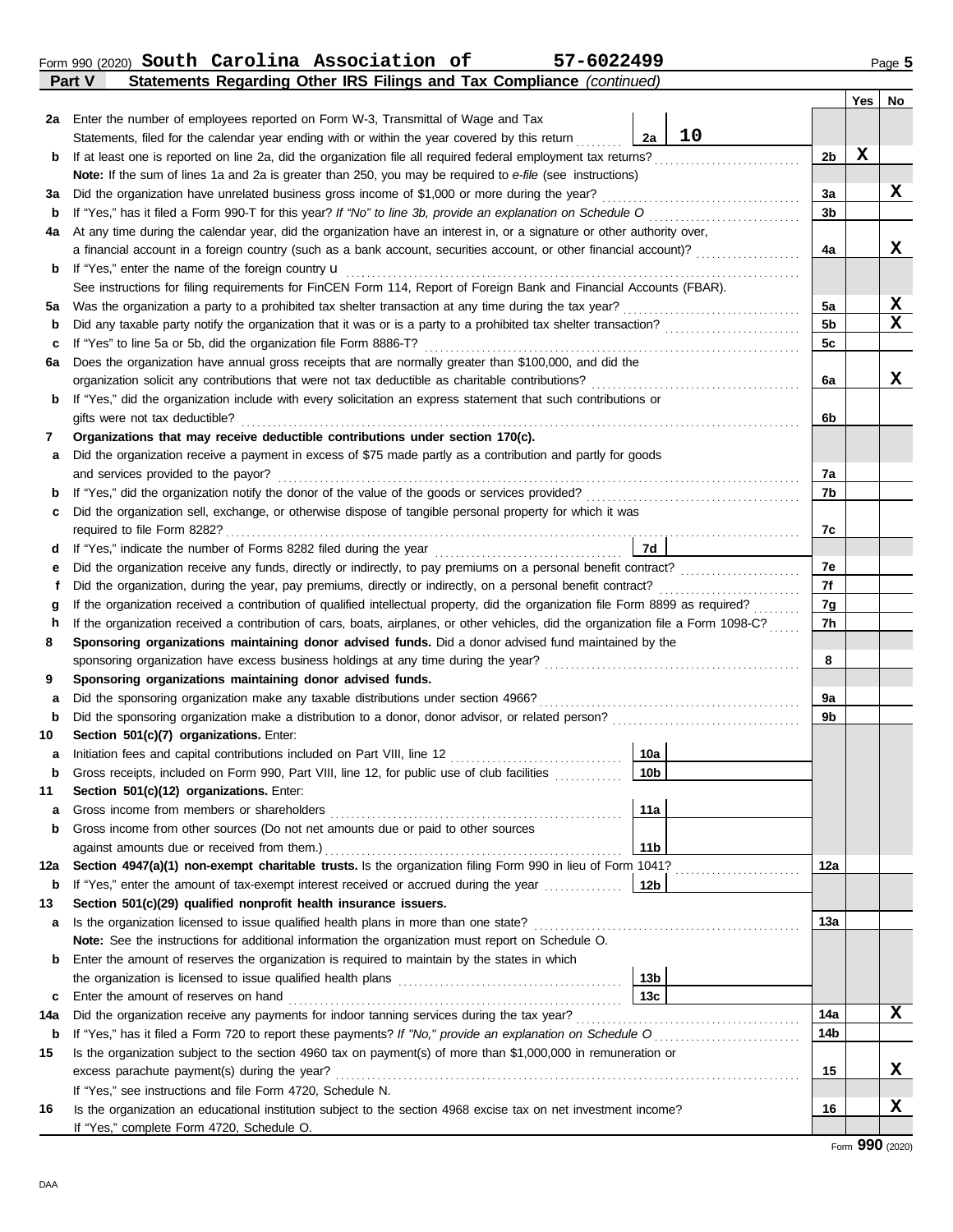Form 990 (2020) **South Carolina Association of** **57-6022499** Page **5**

**Part V** **Statements Regarding Other IRS Filings and Tax Compliance** *(continued)*

| | | | | Yes | No |
|---|---|---|---|---|---|
| **2a** | Enter the number of employees reported on Form W-3, Transmittal of Wage and Tax Statements, filed for the calendar year ending with or within the year covered by this return | **2a** 10 | | | |
| **b** | If at least one is reported on line 2a, did the organization file all required federal employment tax returns? | | **2b** | X | |
| | **Note:** If the sum of lines 1a and 2a is greater than 250, you may be required to *e-file* (see instructions) | | | | |
| **3a** | Did the organization have unrelated business gross income of $1,000 or more during the year? | | **3a** | | X |
| **b** | If "Yes," has it filed a Form 990-T for this year? *If "No" to line 3b, provide an explanation on Schedule O* | | **3b** | | |
| **4a** | At any time during the calendar year, did the organization have an interest in, or a signature or other authority over, a financial account in a foreign country (such as a bank account, securities account, or other financial account)? | | **4a** | | X |
| **b** | If "Yes," enter the name of the foreign country u | | | | |
| | See instructions for filing requirements for FinCEN Form 114, Report of Foreign Bank and Financial Accounts (FBAR). | | | | |
| **5a** | Was the organization a party to a prohibited tax shelter transaction at any time during the tax year? | | **5a** | | X |
| **b** | Did any taxable party notify the organization that it was or is a party to a prohibited tax shelter transaction? | | **5b** | | X |
| **c** | If "Yes" to line 5a or 5b, did the organization file Form 8886-T? | | **5c** | | |
| **6a** | Does the organization have annual gross receipts that are normally greater than $100,000, and did the organization solicit any contributions that were not tax deductible as charitable contributions? | | **6a** | | X |
| **b** | If "Yes," did the organization include with every solicitation an express statement that such contributions or gifts were not tax deductible? | | **6b** | | |
| **7** | **Organizations that may receive deductible contributions under section 170(c).** | | | | |
| **a** | Did the organization receive a payment in excess of $75 made partly as a contribution and partly for goods and services provided to the payor? | | **7a** | | |
| **b** | If "Yes," did the organization notify the donor of the value of the goods or services provided? | | **7b** | | |
| **c** | Did the organization sell, exchange, or otherwise dispose of tangible personal property for which it was required to file Form 8282? | | **7c** | | |
| **d** | If "Yes," indicate the number of Forms 8282 filed during the year | **7d** | | | |
| **e** | Did the organization receive any funds, directly or indirectly, to pay premiums on a personal benefit contract? | | **7e** | | |
| **f** | Did the organization, during the year, pay premiums, directly or indirectly, on a personal benefit contract? | | **7f** | | |
| **g** | If the organization received a contribution of qualified intellectual property, did the organization file Form 8899 as required? | | **7g** | | |
| **h** | If the organization received a contribution of cars, boats, airplanes, or other vehicles, did the organization file a Form 1098-C? | | **7h** | | |
| **8** | **Sponsoring organizations maintaining donor advised funds.** Did a donor advised fund maintained by the sponsoring organization have excess business holdings at any time during the year? | | **8** | | |
| **9** | **Sponsoring organizations maintaining donor advised funds.** | | | | |
| **a** | Did the sponsoring organization make any taxable distributions under section 4966? | | **9a** | | |
| **b** | Did the sponsoring organization make a distribution to a donor, donor advisor, or related person? | | **9b** | | |
| **10** | **Section 501(c)(7) organizations.** Enter: | | | | |
| **a** | Initiation fees and capital contributions included on Part VIII, line 12 | **10a** | | | |
| **b** | Gross receipts, included on Form 990, Part VIII, line 12, for public use of club facilities | **10b** | | | |
| **11** | **Section 501(c)(12) organizations.** Enter: | | | | |
| **a** | Gross income from members or shareholders | **11a** | | | |
| **b** | Gross income from other sources (Do not net amounts due or paid to other sources against amounts due or received from them.) | **11b** | | | |
| **12a** | **Section 4947(a)(1) non-exempt charitable trusts.** Is the organization filing Form 990 in lieu of Form 1041? | | **12a** | | |
| **b** | If "Yes," enter the amount of tax-exempt interest received or accrued during the year | **12b** | | | |
| **13** | **Section 501(c)(29) qualified nonprofit health insurance issuers.** | | | | |
| **a** | Is the organization licensed to issue qualified health plans in more than one state? | | **13a** | | |
| | **Note:** See the instructions for additional information the organization must report on Schedule O. | | | | |
| **b** | Enter the amount of reserves the organization is required to maintain by the states in which the organization is licensed to issue qualified health plans | **13b** | | | |
| **c** | Enter the amount of reserves on hand | **13c** | | | |
| **14a** | Did the organization receive any payments for indoor tanning services during the tax year? | | **14a** | | X |
| **b** | If "Yes," has it filed a Form 720 to report these payments? *If "No," provide an explanation on Schedule O* | | **14b** | | |
| **15** | Is the organization subject to the section 4960 tax on payment(s) of more than $1,000,000 in remuneration or excess parachute payment(s) during the year? | | **15** | | X |
| | If "Yes," see instructions and file Form 4720, Schedule N. | | | | |
| **16** | Is the organization an educational institution subject to the section 4968 excise tax on net investment income? | | **16** | | X |
| | If "Yes," complete Form 4720, Schedule O. | | | | |

Form **990** (2020)

DAA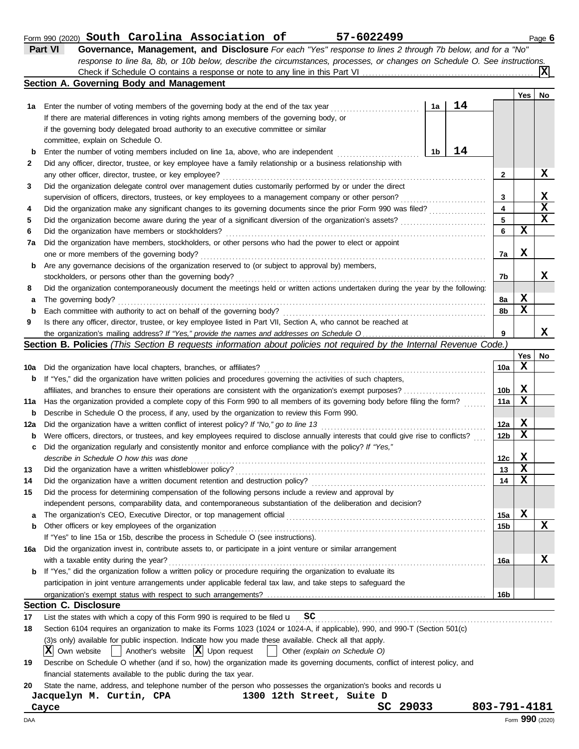Form 990 (2020) **South Carolina Association of** **57-6022499** Page **6**

**Part VI** **Governance, Management, and Disclosure** *For each "Yes" response to lines 2 through 7b below, and for a "No" response to line 8a, 8b, or 10b below, describe the circumstances, processes, or changes on Schedule O. See instructions.*

Check if Schedule O contains a response or note to any line in this Part VI . . . . . . . . . . . . . . . . . . . . . . . . . . . . . . . . . . . . . . [X]

## Section A. Governing Body and Management

| | | | | Line | Yes | No |
|---|---|---|---|---|---|---|
| **1a** | Enter the number of voting members of the governing body at the end of the tax year | 1a | 14 | | | |
| | If there are material differences in voting rights among members of the governing body, or if the governing body delegated broad authority to an executive committee or similar committee, explain on Schedule O. | | | | | |
| **b** | Enter the number of voting members included on line 1a, above, who are independent | 1b | 14 | | | |
| **2** | Did any officer, director, trustee, or key employee have a family relationship or a business relationship with any other officer, director, trustee, or key employee? | | | 2 | | X |
| **3** | Did the organization delegate control over management duties customarily performed by or under the direct supervision of officers, directors, trustees, or key employees to a management company or other person? | | | 3 | | X |
| **4** | Did the organization make any significant changes to its governing documents since the prior Form 990 was filed? | | | 4 | | X |
| **5** | Did the organization become aware during the year of a significant diversion of the organization's assets? | | | 5 | | X |
| **6** | Did the organization have members or stockholders? | | | 6 | X | |
| **7a** | Did the organization have members, stockholders, or other persons who had the power to elect or appoint one or more members of the governing body? | | | 7a | X | |
| **b** | Are any governance decisions of the organization reserved to (or subject to approval by) members, stockholders, or persons other than the governing body? | | | 7b | | X |
| **8** | Did the organization contemporaneously document the meetings held or written actions undertaken during the year by the following: | | | | | |
| **a** | The governing body? | | | 8a | X | |
| **b** | Each committee with authority to act on behalf of the governing body? | | | 8b | X | |
| **9** | Is there any officer, director, trustee, or key employee listed in Part VII, Section A, who cannot be reached at the organization's mailing address? *If "Yes," provide the names and addresses on Schedule O* | | | 9 | | X |

## Section B. Policies *(This Section B requests information about policies not required by the Internal Revenue Code.)*

| | | Line | Yes | No |
|---|---|---|---|---|
| **10a** | Did the organization have local chapters, branches, or affiliates? | 10a | X | |
| **b** | If "Yes," did the organization have written policies and procedures governing the activities of such chapters, affiliates, and branches to ensure their operations are consistent with the organization's exempt purposes? | 10b | X | |
| **11a** | Has the organization provided a complete copy of this Form 990 to all members of its governing body before filing the form? | 11a | X | |
| **b** | Describe in Schedule O the process, if any, used by the organization to review this Form 990. | | | |
| **12a** | Did the organization have a written conflict of interest policy? *If "No," go to line 13* | 12a | X | |
| **b** | Were officers, directors, or trustees, and key employees required to disclose annually interests that could give rise to conflicts? | 12b | X | |
| **c** | Did the organization regularly and consistently monitor and enforce compliance with the policy? *If "Yes," describe in Schedule O how this was done* | 12c | X | |
| **13** | Did the organization have a written whistleblower policy? | 13 | X | |
| **14** | Did the organization have a written document retention and destruction policy? | 14 | X | |
| **15** | Did the process for determining compensation of the following persons include a review and approval by independent persons, comparability data, and contemporaneous substantiation of the deliberation and decision? | | | |
| **a** | The organization's CEO, Executive Director, or top management official | 15a | X | |
| **b** | Other officers or key employees of the organization | 15b | | X |
| | If "Yes" to line 15a or 15b, describe the process in Schedule O (see instructions). | | | |
| **16a** | Did the organization invest in, contribute assets to, or participate in a joint venture or similar arrangement with a taxable entity during the year? | 16a | | X |
| **b** | If "Yes," did the organization follow a written policy or procedure requiring the organization to evaluate its participation in joint venture arrangements under applicable federal tax law, and take steps to safeguard the organization's exempt status with respect to such arrangements? | 16b | | |

## Section C. Disclosure

**17** List the states with which a copy of this Form 990 is required to be filed u **SC**

**18** Section 6104 requires an organization to make its Forms 1023 (1024 or 1024-A, if applicable), 990, and 990-T (Section 501(c)(3)s only) available for public inspection. Indicate how you made these available. Check all that apply.

[X] Own website [ ] Another's website [X] Upon request [ ] Other *(explain on Schedule O)*

**19** Describe on Schedule O whether (and if so, how) the organization made its governing documents, conflict of interest policy, and financial statements available to the public during the tax year.

**20** State the name, address, and telephone number of the person who possesses the organization's books and records u

**Jacquelyn M. Curtin, CPA** **1300 12th Street, Suite D**
**Cayce** **SC 29033** **803-791-4181**

DAA Form **990** (2020)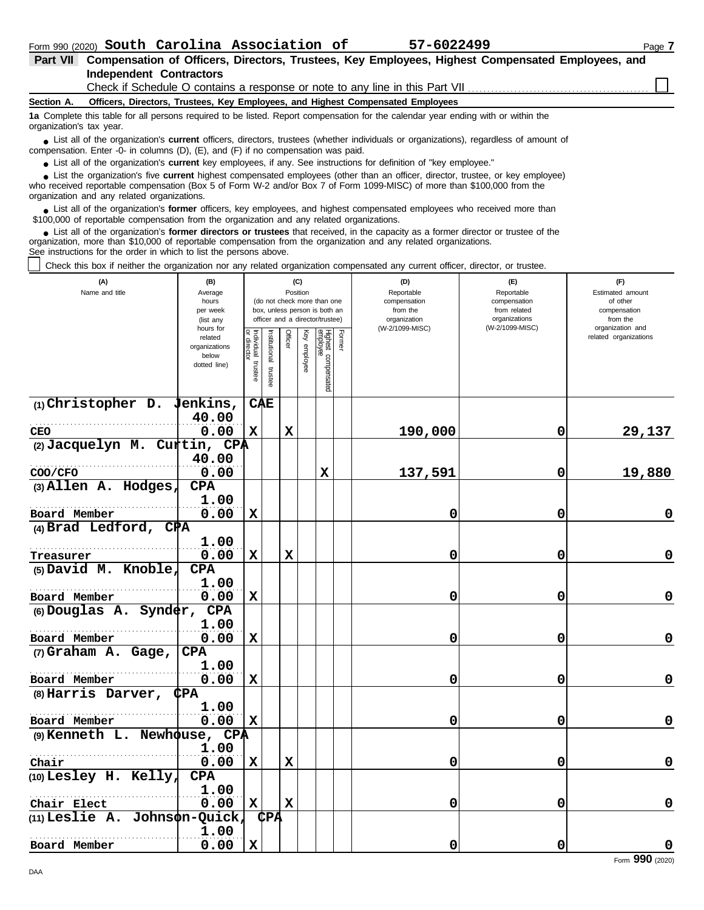Form 990 (2020) **South Carolina Association of** 57-6022499

**Part VII Compensation of Officers, Directors, Trustees, Key Employees, Highest Compensated Employees, and Independent Contractors**

Check if Schedule O contains a response or note to any line in this Part VII ☐

**Section A. Officers, Directors, Trustees, Key Employees, and Highest Compensated Employees**

**1a** Complete this table for all persons required to be listed. Report compensation for the calendar year ending with or within the organization's tax year.

- List all of the organization's **current** officers, directors, trustees (whether individuals or organizations), regardless of amount of compensation. Enter -0- in columns (D), (E), and (F) if no compensation was paid.
- List all of the organization's **current** key employees, if any. See instructions for definition of "key employee."
- List the organization's five **current** highest compensated employees (other than an officer, director, trustee, or key employee) who received reportable compensation (Box 5 of Form W-2 and/or Box 7 of Form 1099-MISC) of more than $100,000 from the organization and any related organizations.
- List all of the organization's **former** officers, key employees, and highest compensated employees who received more than $100,000 of reportable compensation from the organization and any related organizations.
- List all of the organization's **former directors or trustees** that received, in the capacity as a former director or trustee of the organization, more than $10,000 of reportable compensation from the organization and any related organizations.

See instructions for the order in which to list the persons above.

☐ Check this box if neither the organization nor any related organization compensated any current officer, director, or trustee.

| (A) Name and title | (B) Average hours per week (list any hours for related organizations below dotted line) | (C) Position: Individual trustee or director | Institutional trustee | Officer | Key employee | Highest compensated employee | Former | (D) Reportable compensation from the organization (W-2/1099-MISC) | (E) Reportable compensation from related organizations (W-2/1099-MISC) | (F) Estimated amount of other compensation from the organization and related organizations |
|---|---|---|---|---|---|---|---|---|---|---|
| (1) Christopher D. Jenkins, CAE<br>CEO | 40.00<br>0.00 | X | | X | | | | 190,000 | 0 | 29,137 |
| (2) Jacquelyn M. Curtin, CPA<br>COO/CFO | 40.00<br>0.00 | | | | | X | | 137,591 | 0 | 19,880 |
| (3) Allen A. Hodges, CPA<br>Board Member | 1.00<br>0.00 | X | | | | | | 0 | 0 | 0 |
| (4) Brad Ledford, CPA<br>Treasurer | 1.00<br>0.00 | X | | X | | | | 0 | 0 | 0 |
| (5) David M. Knoble, CPA<br>Board Member | 1.00<br>0.00 | X | | | | | | 0 | 0 | 0 |
| (6) Douglas A. Synder, CPA<br>Board Member | 1.00<br>0.00 | X | | | | | | 0 | 0 | 0 |
| (7) Graham A. Gage, CPA<br>Board Member | 1.00<br>0.00 | X | | | | | | 0 | 0 | 0 |
| (8) Harris Darver, CPA<br>Board Member | 1.00<br>0.00 | X | | | | | | 0 | 0 | 0 |
| (9) Kenneth L. Newhouse, CPA<br>Chair | 1.00<br>0.00 | X | | X | | | | 0 | 0 | 0 |
| (10) Lesley H. Kelly, CPA<br>Chair Elect | 1.00<br>0.00 | X | | X | | | | 0 | 0 | 0 |
| (11) Leslie A. Johnson-Quick, CPA<br>Board Member | 1.00<br>0.00 | X | | | | | | 0 | 0 | 0 |

Form **990** (2020)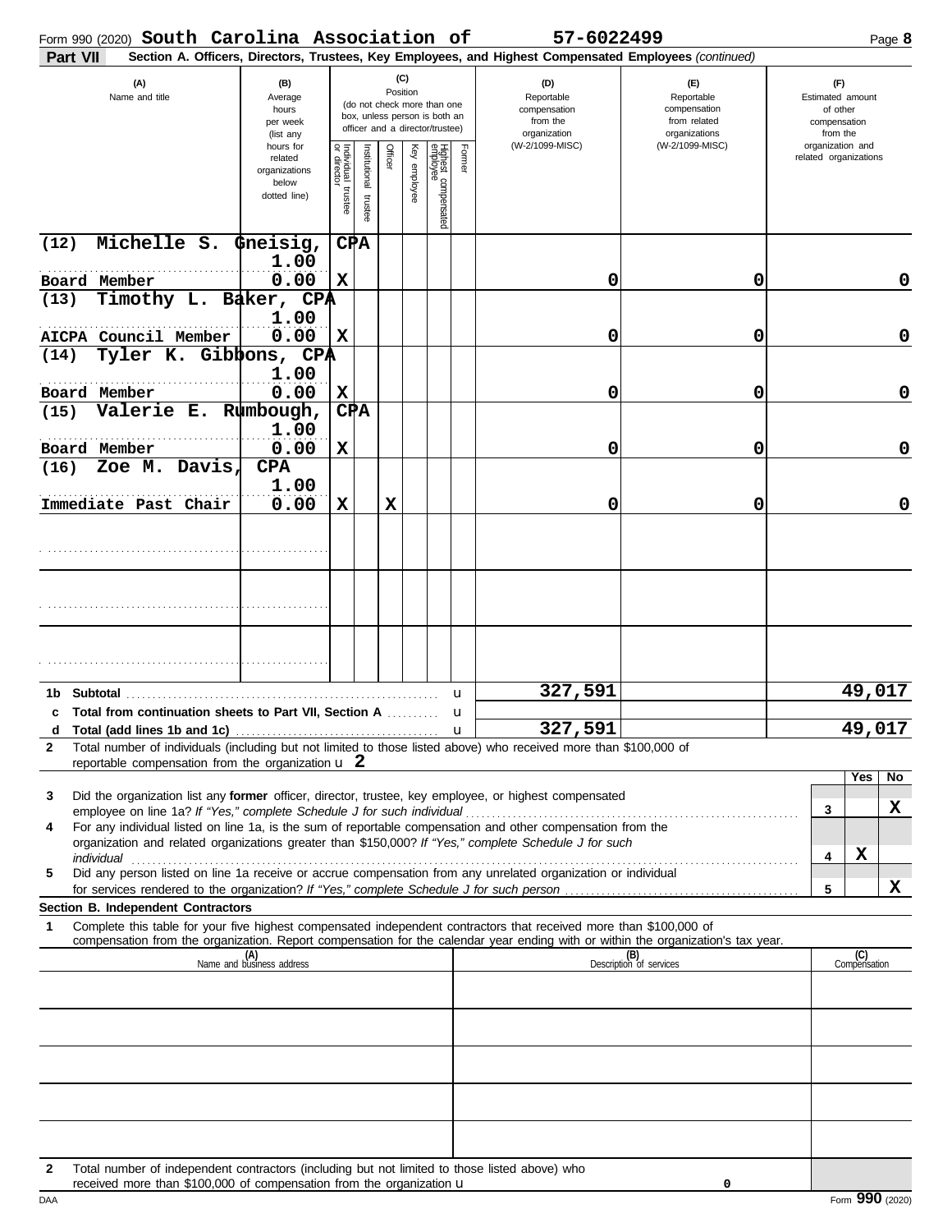Form 990 (2020) **South Carolina Association of** **57-6022499**

**Part VII** **Section A. Officers, Directors, Trustees, Key Employees, and Highest Compensated Employees** *(continued)*

| (A) Name and title | (B) Average hours per week (list any hours for related organizations below dotted line) | (C) Position: Individual trustee or director | Institutional trustee | Officer | Key employee | Highest compensated employee | Former | (D) Reportable compensation from the organization (W-2/1099-MISC) | (E) Reportable compensation from related organizations (W-2/1099-MISC) | (F) Estimated amount of other compensation from the organization and related organizations |
|---|---|---|---|---|---|---|---|---|---|---|
| (12) Michelle S. Gneisig, CPA<br>Board Member | 1.00<br>0.00 | X | | | | | | 0 | 0 | 0 |
| (13) Timothy L. Baker, CPA<br>AICPA Council Member | 1.00<br>0.00 | X | | | | | | 0 | 0 | 0 |
| (14) Tyler K. Gibbons, CPA<br>Board Member | 1.00<br>0.00 | X | | | | | | 0 | 0 | 0 |
| (15) Valerie E. Rumbough, CPA<br>Board Member | 1.00<br>0.00 | X | | | | | | 0 | 0 | 0 |
| (16) Zoe M. Davis, CPA<br>Immediate Past Chair | 1.00<br>0.00 | X | | X | | | | 0 | 0 | 0 |
| | | | | | | | | | | |
| | | | | | | | | | | |
| | | | | | | | | | | |
| **1b Subtotal** | | | | | | | | 327,591 | | 49,017 |
| **c Total from continuation sheets to Part VII, Section A** | | | | | | | | | | |
| **d Total (add lines 1b and 1c)** | | | | | | | | 327,591 | | 49,017 |

**2** Total number of individuals (including but not limited to those listed above) who received more than $100,000 of reportable compensation from the organization u **2**

| | | Yes | No |
|---|---|---|---|
| **3** Did the organization list any **former** officer, director, trustee, key employee, or highest compensated employee on line 1a? *If "Yes," complete Schedule J for such individual* | 3 | | X |
| **4** For any individual listed on line 1a, is the sum of reportable compensation and other compensation from the organization and related organizations greater than $150,000? *If "Yes," complete Schedule J for such individual* | 4 | X | |
| **5** Did any person listed on line 1a receive or accrue compensation from any unrelated organization or individual for services rendered to the organization? *If "Yes," complete Schedule J for such person* | 5 | | X |

**Section B. Independent Contractors**

**1** Complete this table for your five highest compensated independent contractors that received more than $100,000 of compensation from the organization. Report compensation for the calendar year ending with or within the organization's tax year.

| (A) Name and business address | (B) Description of services | (C) Compensation |
|---|---|---|
| | | |
| | | |
| | | |
| | | |
| | | |

**2** Total number of independent contractors (including but not limited to those listed above) who received more than $100,000 of compensation from the organization u 0

Form **990** (2020)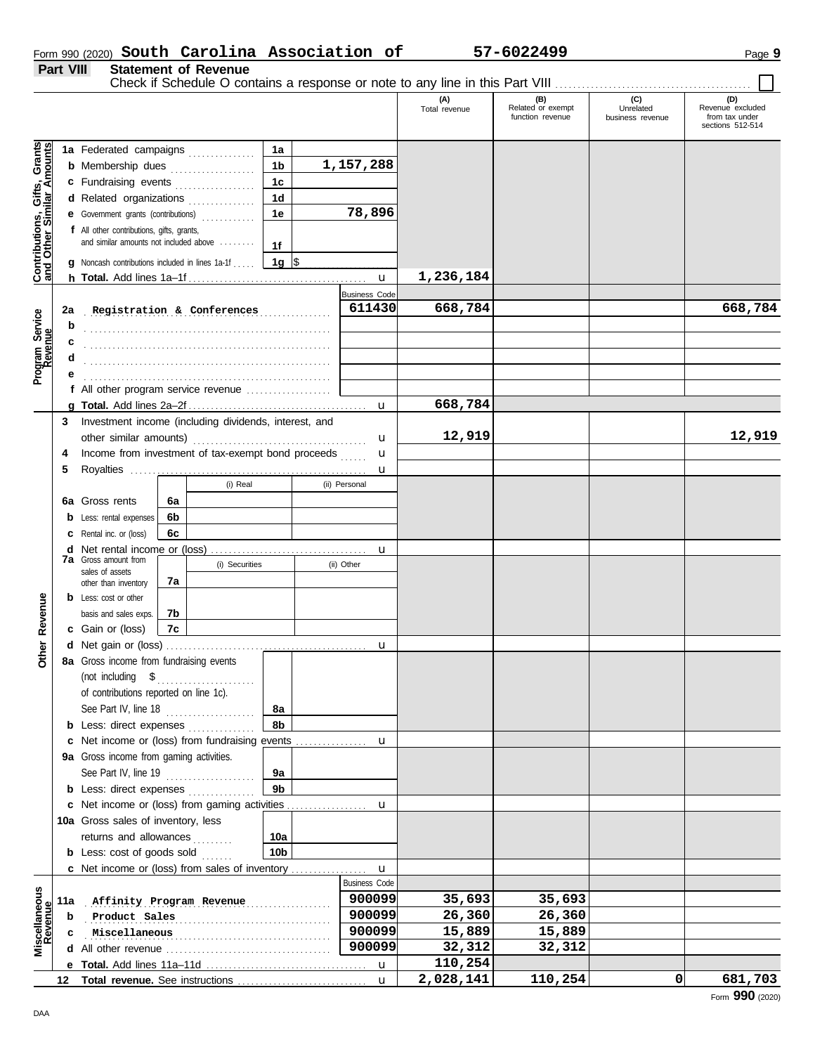Form 990 (2020) **South Carolina Association of** **57-6022499** Page **9**

**Part VIII** **Statement of Revenue**

Check if Schedule O contains a response or note to any line in this Part VIII . . . . . . . . . . . . . . . . . . . . . . . . . . . . . . . . . . . . . . . . . . ☐

| | | | (A) Total revenue | (B) Related or exempt function revenue | (C) Unrelated business revenue | (D) Revenue excluded from tax under sections 512-514 |
|---|---|---|---|---|---|---|
| **Contributions, Gifts, Grants and Other Similar Amounts** | **1a** Federated campaigns | 1a | | | | |
| | **b** Membership dues | 1b 1,157,288 | | | | |
| | **c** Fundraising events | 1c | | | | |
| | **d** Related organizations | 1d | | | | |
| | **e** Government grants (contributions) | 1e 78,896 | | | | |
| | **f** All other contributions, gifts, grants, and similar amounts not included above | 1f | | | | |
| | **g** Noncash contributions included in lines 1a-1f | 1g $ | | | | |
| | **h Total.** Add lines 1a–1f | u | 1,236,184 | | | |
| **Program Service Revenue** | | Business Code | | | | |
| | **2a** Registration & Conferences | 611430 | 668,784 | | | 668,784 |
| | **b** | | | | | |
| | **c** | | | | | |
| | **d** | | | | | |
| | **e** | | | | | |
| | **f** All other program service revenue | | | | | |
| | **g Total.** Add lines 2a–2f | u | 668,784 | | | |
| **Other Revenue** | **3** Investment income (including dividends, interest, and other similar amounts) | u | 12,919 | | | 12,919 |
| | **4** Income from investment of tax-exempt bond proceeds | u | | | | |
| | **5** Royalties | u | | | | |
| | | (i) Real / (ii) Personal | | | | |
| | **6a** Gross rents | 6a | | | | |
| | **b** Less: rental expenses | 6b | | | | |
| | **c** Rental inc. or (loss) | 6c | | | | |
| | **d** Net rental income or (loss) | u | | | | |
| | **7a** Gross amount from sales of assets other than inventory | 7a (i) Securities / (ii) Other | | | | |
| | **b** Less: cost or other basis and sales exps. | 7b | | | | |
| | **c** Gain or (loss) | 7c | | | | |
| | **d** Net gain or (loss) | u | | | | |
| | **8a** Gross income from fundraising events (not including $ of contributions reported on line 1c). See Part IV, line 18 | 8a | | | | |
| | **b** Less: direct expenses | 8b | | | | |
| | **c** Net income or (loss) from fundraising events | u | | | | |
| | **9a** Gross income from gaming activities. See Part IV, line 19 | 9a | | | | |
| | **b** Less: direct expenses | 9b | | | | |
| | **c** Net income or (loss) from gaming activities | u | | | | |
| | **10a** Gross sales of inventory, less returns and allowances | 10a | | | | |
| | **b** Less: cost of goods sold | 10b | | | | |
| | **c** Net income or (loss) from sales of inventory | u | | | | |
| **Miscellaneous Revenue** | | Business Code | | | | |
| | **11a** Affinity Program Revenue | 900099 | 35,693 | 35,693 | | |
| | **b** Product Sales | 900099 | 26,360 | 26,360 | | |
| | **c** Miscellaneous | 900099 | 15,889 | 15,889 | | |
| | **d** All other revenue | 900099 | 32,312 | 32,312 | | |
| | **e Total.** Add lines 11a–11d | u | 110,254 | | | |
| | **12 Total revenue.** See instructions | u | 2,028,141 | 110,254 | 0 | 681,703 |

Form **990** (2020)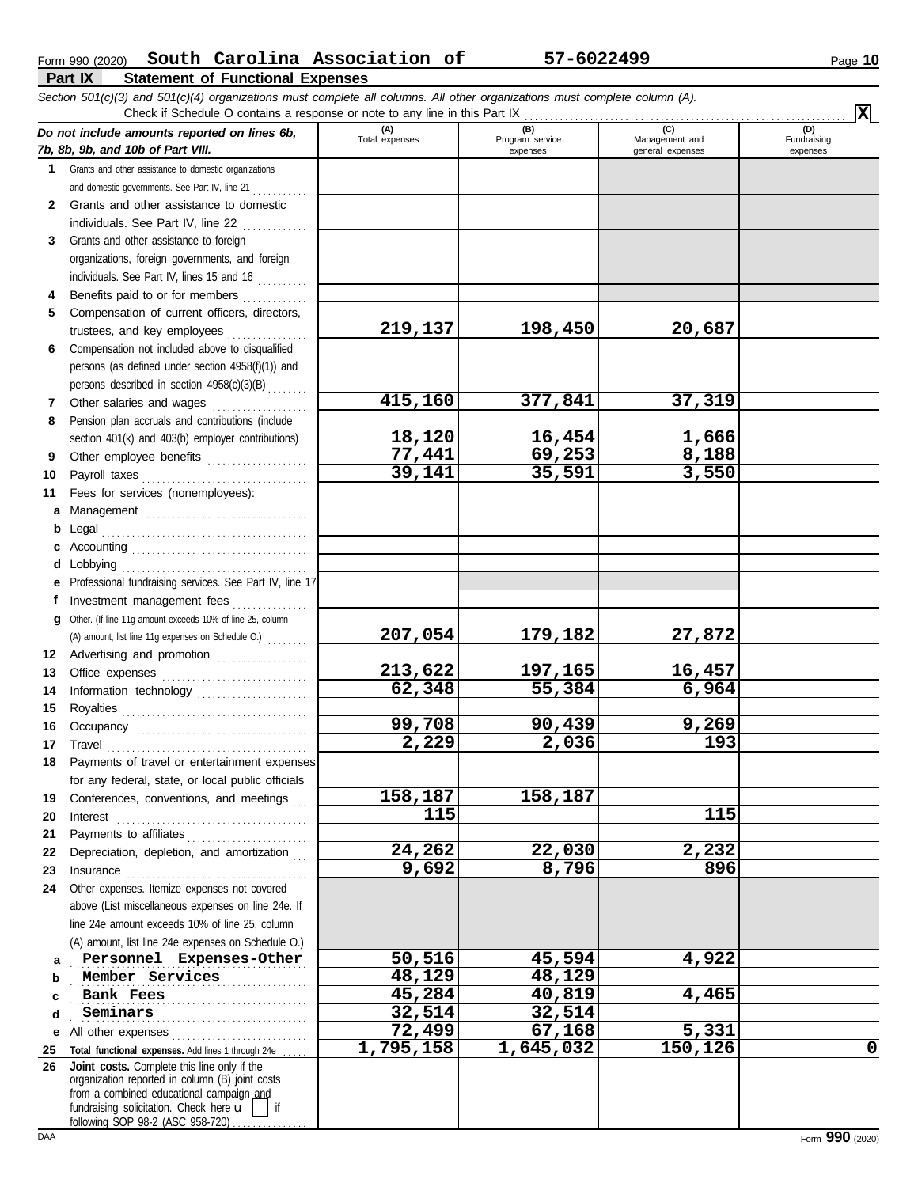Form 990 (2020) **South Carolina Association of** **57-6022499** Page **10**

## Part IX Statement of Functional Expenses

*Section 501(c)(3) and 501(c)(4) organizations must complete all columns. All other organizations must complete column (A).*

Check if Schedule O contains a response or note to any line in this Part IX . . . . . . . . . . . . . . . . . . . . . . . . . . . . . . . . . . . . . . . . . . . . . . . . . . . . . . . . **X**

| *Do not include amounts reported on lines 6b, 7b, 8b, 9b, and 10b of Part VIII.* | (A) Total expenses | (B) Program service expenses | (C) Management and general expenses | (D) Fundraising expenses |
|---|---|---|---|---|
| **1** Grants and other assistance to domestic organizations and domestic governments. See Part IV, line 21 | | | | |
| **2** Grants and other assistance to domestic individuals. See Part IV, line 22 | | | | |
| **3** Grants and other assistance to foreign organizations, foreign governments, and foreign individuals. See Part IV, lines 15 and 16 | | | | |
| **4** Benefits paid to or for members | | | | |
| **5** Compensation of current officers, directors, trustees, and key employees | 219,137 | 198,450 | 20,687 | |
| **6** Compensation not included above to disqualified persons (as defined under section 4958(f)(1)) and persons described in section 4958(c)(3)(B) | | | | |
| **7** Other salaries and wages | 415,160 | 377,841 | 37,319 | |
| **8** Pension plan accruals and contributions (include section 401(k) and 403(b) employer contributions) | 18,120 | 16,454 | 1,666 | |
| **9** Other employee benefits | 77,441 | 69,253 | 8,188 | |
| **10** Payroll taxes | 39,141 | 35,591 | 3,550 | |
| **11** Fees for services (nonemployees): | | | | |
| **a** Management | | | | |
| **b** Legal | | | | |
| **c** Accounting | | | | |
| **d** Lobbying | | | | |
| **e** Professional fundraising services. See Part IV, line 17 | | | | |
| **f** Investment management fees | | | | |
| **g** Other. (If line 11g amount exceeds 10% of line 25, column (A) amount, list line 11g expenses on Schedule O.) | 207,054 | 179,182 | 27,872 | |
| **12** Advertising and promotion | | | | |
| **13** Office expenses | 213,622 | 197,165 | 16,457 | |
| **14** Information technology | 62,348 | 55,384 | 6,964 | |
| **15** Royalties | | | | |
| **16** Occupancy | 99,708 | 90,439 | 9,269 | |
| **17** Travel | 2,229 | 2,036 | 193 | |
| **18** Payments of travel or entertainment expenses for any federal, state, or local public officials | | | | |
| **19** Conferences, conventions, and meetings | 158,187 | 158,187 | | |
| **20** Interest | 115 | | 115 | |
| **21** Payments to affiliates | | | | |
| **22** Depreciation, depletion, and amortization | 24,262 | 22,030 | 2,232 | |
| **23** Insurance | 9,692 | 8,796 | 896 | |
| **24** Other expenses. Itemize expenses not covered above (List miscellaneous expenses on line 24e. If line 24e amount exceeds 10% of line 25, column (A) amount, list line 24e expenses on Schedule O.) | | | | |
| **a** Personnel Expenses-Other | 50,516 | 45,594 | 4,922 | |
| **b** Member Services | 48,129 | 48,129 | | |
| **c** Bank Fees | 45,284 | 40,819 | 4,465 | |
| **d** Seminars | 32,514 | 32,514 | | |
| **e** All other expenses | 72,499 | 67,168 | 5,331 | |
| **25 Total functional expenses.** Add lines 1 through 24e | 1,795,158 | 1,645,032 | 150,126 | 0 |
| **26 Joint costs.** Complete this line only if the organization reported in column (B) joint costs from a combined educational campaign and fundraising solicitation. Check here u ☐ if following SOP 98-2 (ASC 958-720) | | | | |

DAA Form **990** (2020)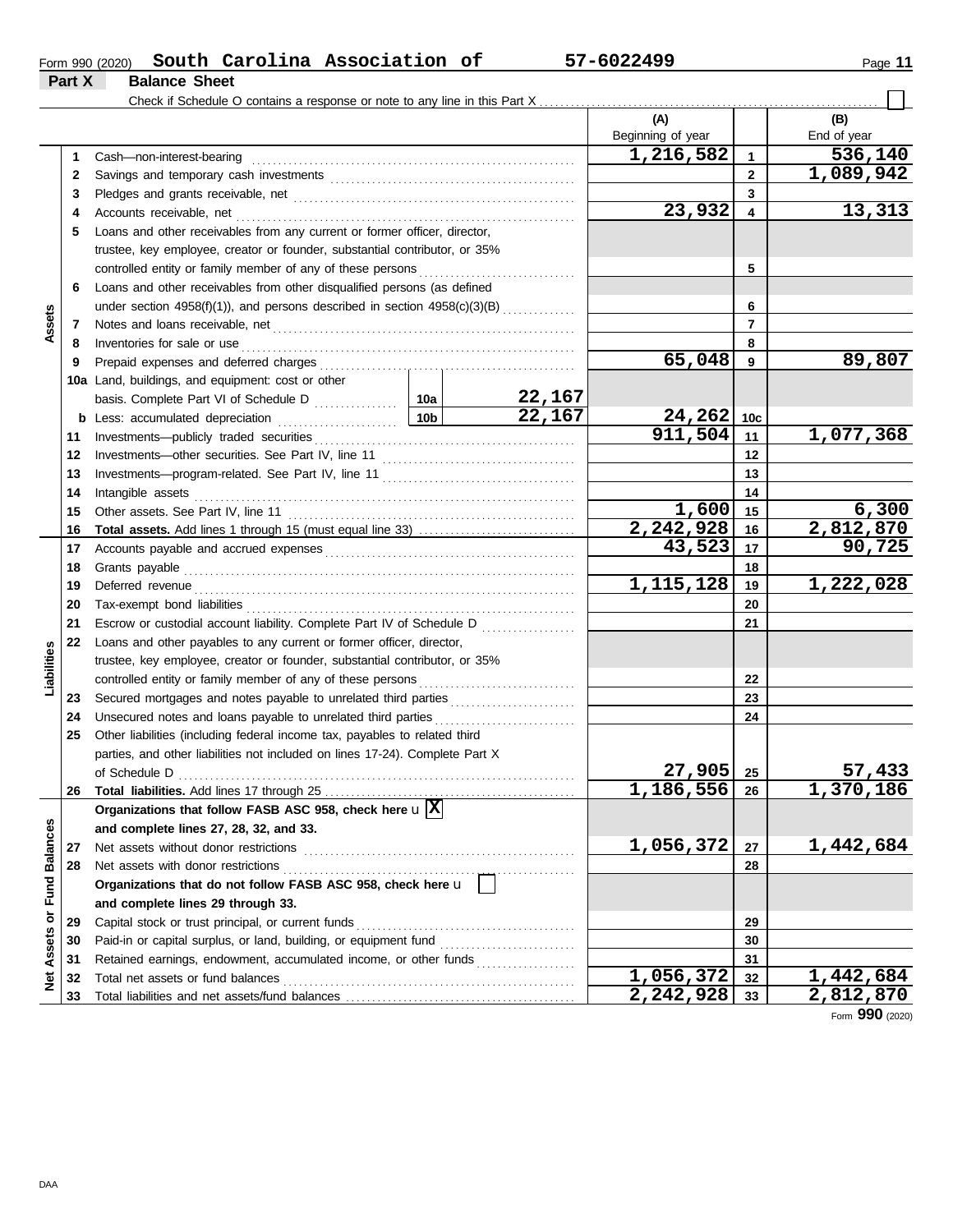Form 990 (2020) **South Carolina Association of** **57-6022499**

## Part X Balance Sheet

Check if Schedule O contains a response or note to any line in this Part X ☐

| | | | | | (A) Beginning of year | | (B) End of year |
|---|---|---|---|---|---|---|---|
| **Assets** | 1 | Cash—non-interest-bearing | | | 1,216,582 | 1 | 536,140 |
| | 2 | Savings and temporary cash investments | | | | 2 | 1,089,942 |
| | 3 | Pledges and grants receivable, net | | | | 3 | |
| | 4 | Accounts receivable, net | | | 23,932 | 4 | 13,313 |
| | 5 | Loans and other receivables from any current or former officer, director, trustee, key employee, creator or founder, substantial contributor, or 35% controlled entity or family member of any of these persons | | | | 5 | |
| | 6 | Loans and other receivables from other disqualified persons (as defined under section 4958(f)(1)), and persons described in section 4958(c)(3)(B) | | | | 6 | |
| | 7 | Notes and loans receivable, net | | | | 7 | |
| | 8 | Inventories for sale or use | | | | 8 | |
| | 9 | Prepaid expenses and deferred charges | | | 65,048 | 9 | 89,807 |
| | 10a | Land, buildings, and equipment: cost or other basis. Complete Part VI of Schedule D | 10a | 22,167 | | | |
| | b | Less: accumulated depreciation | 10b | 22,167 | 24,262 | 10c | |
| | 11 | Investments—publicly traded securities | | | 911,504 | 11 | 1,077,368 |
| | 12 | Investments—other securities. See Part IV, line 11 | | | | 12 | |
| | 13 | Investments—program-related. See Part IV, line 11 | | | | 13 | |
| | 14 | Intangible assets | | | | 14 | |
| | 15 | Other assets. See Part IV, line 11 | | | 1,600 | 15 | 6,300 |
| | 16 | **Total assets.** Add lines 1 through 15 (must equal line 33) | | | 2,242,928 | 16 | 2,812,870 |
| **Liabilities** | 17 | Accounts payable and accrued expenses | | | 43,523 | 17 | 90,725 |
| | 18 | Grants payable | | | | 18 | |
| | 19 | Deferred revenue | | | 1,115,128 | 19 | 1,222,028 |
| | 20 | Tax-exempt bond liabilities | | | | 20 | |
| | 21 | Escrow or custodial account liability. Complete Part IV of Schedule D | | | | 21 | |
| | 22 | Loans and other payables to any current or former officer, director, trustee, key employee, creator or founder, substantial contributor, or 35% controlled entity or family member of any of these persons | | | | 22 | |
| | 23 | Secured mortgages and notes payable to unrelated third parties | | | | 23 | |
| | 24 | Unsecured notes and loans payable to unrelated third parties | | | | 24 | |
| | 25 | Other liabilities (including federal income tax, payables to related third parties, and other liabilities not included on lines 17-24). Complete Part X of Schedule D | | | 27,905 | 25 | 57,433 |
| | 26 | **Total liabilities.** Add lines 17 through 25 | | | 1,186,556 | 26 | 1,370,186 |
| **Net Assets or Fund Balances** | | **Organizations that follow FASB ASC 958, check here** ☒ **and complete lines 27, 28, 32, and 33.** | | | | | |
| | 27 | Net assets without donor restrictions | | | 1,056,372 | 27 | 1,442,684 |
| | 28 | Net assets with donor restrictions | | | | 28 | |
| | | **Organizations that do not follow FASB ASC 958, check here** ☐ **and complete lines 29 through 33.** | | | | | |
| | 29 | Capital stock or trust principal, or current funds | | | | 29 | |
| | 30 | Paid-in or capital surplus, or land, building, or equipment fund | | | | 30 | |
| | 31 | Retained earnings, endowment, accumulated income, or other funds | | | | 31 | |
| | 32 | Total net assets or fund balances | | | 1,056,372 | 32 | 1,442,684 |
| | 33 | Total liabilities and net assets/fund balances | | | 2,242,928 | 33 | 2,812,870 |

Form **990** (2020)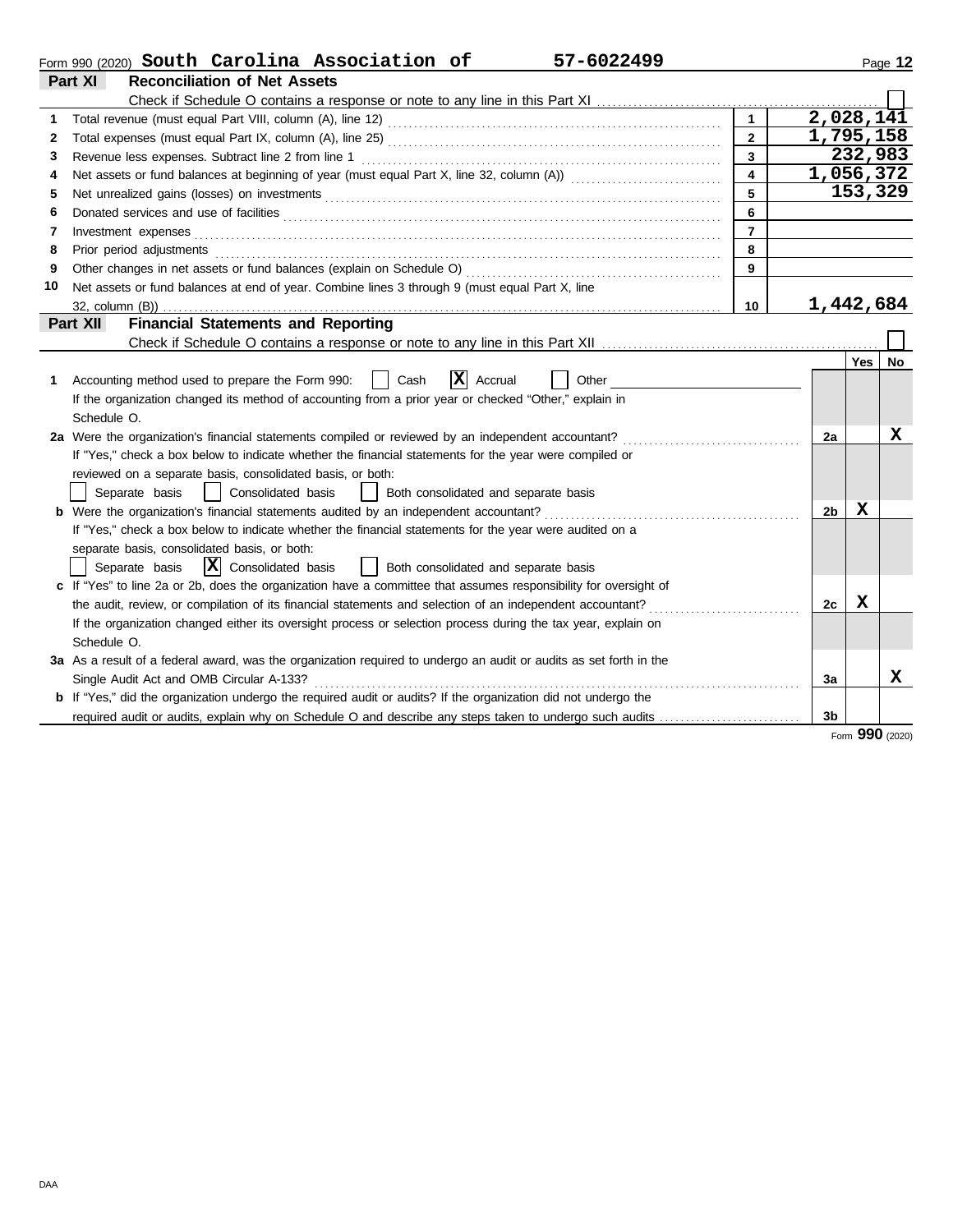Form 990 (2020) **South Carolina Association of** **57-6022499**

## Part XI Reconciliation of Net Assets

Check if Schedule O contains a response or note to any line in this Part XI ☐

| | | | |
|---|---|---|---|
| 1 | Total revenue (must equal Part VIII, column (A), line 12) | 1 | 2,028,141 |
| 2 | Total expenses (must equal Part IX, column (A), line 25) | 2 | 1,795,158 |
| 3 | Revenue less expenses. Subtract line 2 from line 1 | 3 | 232,983 |
| 4 | Net assets or fund balances at beginning of year (must equal Part X, line 32, column (A)) | 4 | 1,056,372 |
| 5 | Net unrealized gains (losses) on investments | 5 | 153,329 |
| 6 | Donated services and use of facilities | 6 | |
| 7 | Investment expenses | 7 | |
| 8 | Prior period adjustments | 8 | |
| 9 | Other changes in net assets or fund balances (explain on Schedule O) | 9 | |
| 10 | Net assets or fund balances at end of year. Combine lines 3 through 9 (must equal Part X, line 32, column (B)) | 10 | 1,442,684 |

## Part XII Financial Statements and Reporting

Check if Schedule O contains a response or note to any line in this Part XII ☐

| | | | Yes | No |
|---|---|---|---|---|
| 1 | Accounting method used to prepare the Form 990: ☐ Cash ☒ Accrual ☐ Other<br>If the organization changed its method of accounting from a prior year or checked "Other," explain in Schedule O. | | | |
| 2a | Were the organization's financial statements compiled or reviewed by an independent accountant?<br>If "Yes," check a box below to indicate whether the financial statements for the year were compiled or reviewed on a separate basis, consolidated basis, or both:<br>☐ Separate basis ☐ Consolidated basis ☐ Both consolidated and separate basis | 2a | | X |
| b | Were the organization's financial statements audited by an independent accountant?<br>If "Yes," check a box below to indicate whether the financial statements for the year were audited on a separate basis, consolidated basis, or both:<br>☐ Separate basis ☒ Consolidated basis ☐ Both consolidated and separate basis | 2b | X | |
| c | If "Yes" to line 2a or 2b, does the organization have a committee that assumes responsibility for oversight of the audit, review, or compilation of its financial statements and selection of an independent accountant?<br>If the organization changed either its oversight process or selection process during the tax year, explain on Schedule O. | 2c | X | |
| 3a | As a result of a federal award, was the organization required to undergo an audit or audits as set forth in the Single Audit Act and OMB Circular A-133? | 3a | | X |
| b | If "Yes," did the organization undergo the required audit or audits? If the organization did not undergo the required audit or audits, explain why on Schedule O and describe any steps taken to undergo such audits | 3b | | |

Form **990** (2020)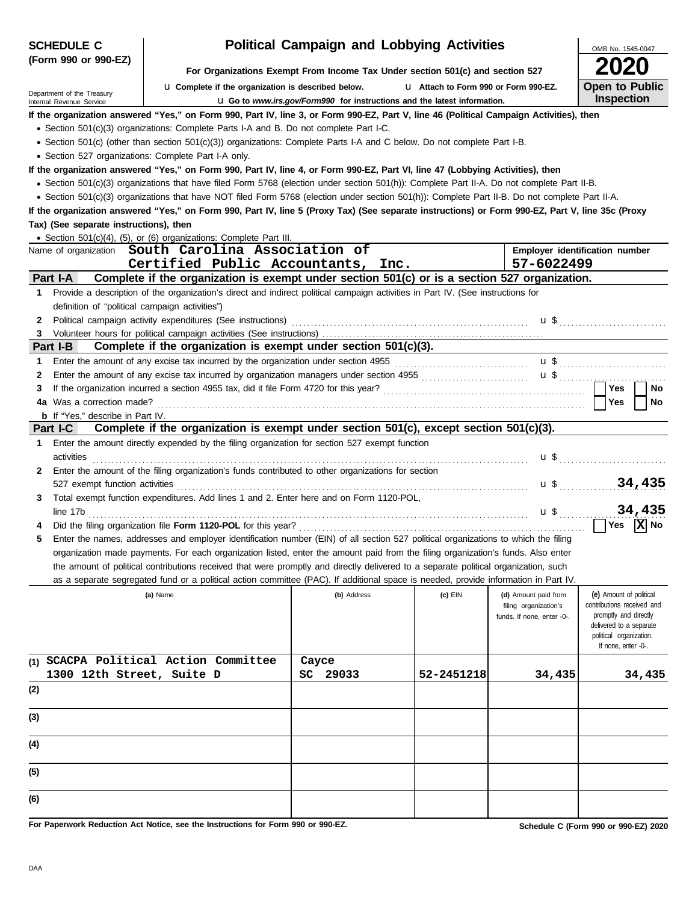**SCHEDULE C (Form 990 or 990-EZ)**

Department of the Treasury
Internal Revenue Service

# Political Campaign and Lobbying Activities

**For Organizations Exempt From Income Tax Under section 501(c) and section 527**

u Complete if the organization is described below. u Attach to Form 990 or Form 990-EZ.

u Go to *www.irs.gov/Form990* for instructions and the latest information.

OMB No. 1545-0047

**2020**

**Open to Public Inspection**

**If the organization answered "Yes," on Form 990, Part IV, line 3, or Form 990-EZ, Part V, line 46 (Political Campaign Activities), then**

- Section 501(c)(3) organizations: Complete Parts I-A and B. Do not complete Part I-C.
- Section 501(c) (other than section 501(c)(3)) organizations: Complete Parts I-A and C below. Do not complete Part I-B.
- Section 527 organizations: Complete Part I-A only.

**If the organization answered "Yes," on Form 990, Part IV, line 4, or Form 990-EZ, Part VI, line 47 (Lobbying Activities), then**

- Section 501(c)(3) organizations that have filed Form 5768 (election under section 501(h)): Complete Part II-A. Do not complete Part II-B.
- Section 501(c)(3) organizations that have NOT filed Form 5768 (election under section 501(h)): Complete Part II-B. Do not complete Part II-A.

**If the organization answered "Yes," on Form 990, Part IV, line 5 (Proxy Tax) (See separate instructions) or Form 990-EZ, Part V, line 35c (Proxy Tax) (See separate instructions), then**

- Section 501(c)(4), (5), or (6) organizations: Complete Part III.

Name of organization: **South Carolina Association of Certified Public Accountants, Inc.**

Employer identification number: **57-6022499**

## Part I-A Complete if the organization is exempt under section 501(c) or is a section 527 organization.

1 Provide a description of the organization's direct and indirect political campaign activities in Part IV. (See instructions for definition of "political campaign activities")

2 Political campaign activity expenditures (See instructions) u $

3 Volunteer hours for political campaign activities (See instructions)

## Part I-B Complete if the organization is exempt under section 501(c)(3).

1 Enter the amount of any excise tax incurred by the organization under section 4955 u $

2 Enter the amount of any excise tax incurred by organization managers under section 4955 u $

3 If the organization incurred a section 4955 tax, did it file Form 4720 for this year? Yes No

4a Was a correction made? Yes No

b If "Yes," describe in Part IV.

## Part I-C Complete if the organization is exempt under section 501(c), except section 501(c)(3).

1 Enter the amount directly expended by the filing organization for section 527 exempt function activities u $

2 Enter the amount of the filing organization's funds contributed to other organizations for section 527 exempt function activities u $ **34,435**

3 Total exempt function expenditures. Add lines 1 and 2. Enter here and on Form 1120-POL, line 17b u $ **34,435**

4 Did the filing organization file **Form 1120-POL** for this year? Yes [X] No

5 Enter the names, addresses and employer identification number (EIN) of all section 527 political organizations to which the filing organization made payments. For each organization listed, enter the amount paid from the filing organization's funds. Also enter the amount of political contributions received that were promptly and directly delivered to a separate political organization, such as a separate segregated fund or a political action committee (PAC). If additional space is needed, provide information in Part IV.

| | (a) Name | (b) Address | (c) EIN | (d) Amount paid from filing organization's funds. If none, enter -0-. | (e) Amount of political contributions received and promptly and directly delivered to a separate political organization. If none, enter -0-. |
|---|---|---|---|---|---|
| (1) | SCACPA Political Action Committee 1300 12th Street, Suite D | Cayce SC 29033 | 52-2451218 | 34,435 | 34,435 |
| (2) | | | | | |
| (3) | | | | | |
| (4) | | | | | |
| (5) | | | | | |
| (6) | | | | | |

**For Paperwork Reduction Act Notice, see the Instructions for Form 990 or 990-EZ.**

**Schedule C (Form 990 or 990-EZ) 2020**

DAA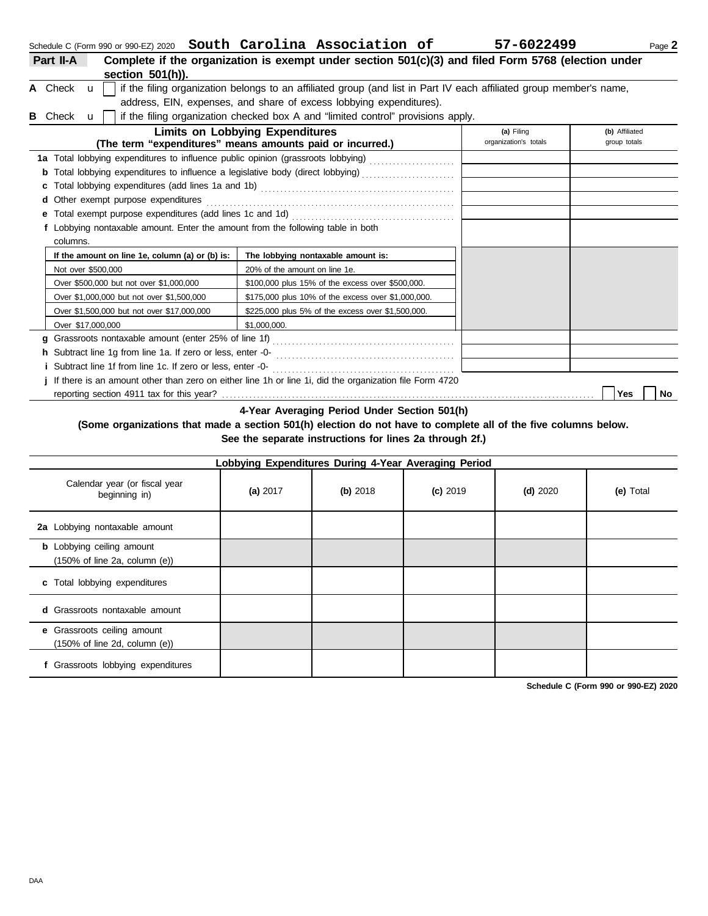Schedule C (Form 990 or 990-EZ) 2020 **South Carolina Association of** **57-6022499** Page **2**

## Part II-A Complete if the organization is exempt under section 501(c)(3) and filed Form 5768 (election under section 501(h)).

**A** Check u [ ] if the filing organization belongs to an affiliated group (and list in Part IV each affiliated group member's name, address, EIN, expenses, and share of excess lobbying expenditures).

**B** Check u [ ] if the filing organization checked box A and "limited control" provisions apply.

| Limits on Lobbying Expenditures (The term "expenditures" means amounts paid or incurred.) | (a) Filing organization's totals | (b) Affiliated group totals |
|---|---|---|
| **1a** Total lobbying expenditures to influence public opinion (grassroots lobbying) | | |
| **b** Total lobbying expenditures to influence a legislative body (direct lobbying) | | |
| **c** Total lobbying expenditures (add lines 1a and 1b) | | |
| **d** Other exempt purpose expenditures | | |
| **e** Total exempt purpose expenditures (add lines 1c and 1d) | | |
| **f** Lobbying nontaxable amount. Enter the amount from the following table in both columns. | | |

| If the amount on line 1e, column (a) or (b) is: | The lobbying nontaxable amount is: |
|---|---|
| Not over $500,000 | 20% of the amount on line 1e. |
| Over $500,000 but not over $1,000,000 | $100,000 plus 15% of the excess over $500,000. |
| Over $1,000,000 but not over $1,500,000 | $175,000 plus 10% of the excess over $1,000,000. |
| Over $1,500,000 but not over $17,000,000 | $225,000 plus 5% of the excess over $1,500,000. |
| Over $17,000,000 | $1,000,000. |

| | (a) Filing organization's totals | (b) Affiliated group totals |
|---|---|---|
| **g** Grassroots nontaxable amount (enter 25% of line 1f) | | |
| **h** Subtract line 1g from line 1a. If zero or less, enter -0- | | |
| **i** Subtract line 1f from line 1c. If zero or less, enter -0- | | |

**j** If there is an amount other than zero on either line 1h or line 1i, did the organization file Form 4720 reporting section 4911 tax for this year? [ ] Yes [ ] No

### 4-Year Averaging Period Under Section 501(h)

**(Some organizations that made a section 501(h) election do not have to complete all of the five columns below. See the separate instructions for lines 2a through 2f.)**

| Lobbying Expenditures During 4-Year Averaging Period | | | | | |
|---|---|---|---|---|---|
| Calendar year (or fiscal year beginning in) | (a) 2017 | (b) 2018 | (c) 2019 | (d) 2020 | (e) Total |
| **2a** Lobbying nontaxable amount | | | | | |
| **b** Lobbying ceiling amount (150% of line 2a, column (e)) | | | | | |
| **c** Total lobbying expenditures | | | | | |
| **d** Grassroots nontaxable amount | | | | | |
| **e** Grassroots ceiling amount (150% of line 2d, column (e)) | | | | | |
| **f** Grassroots lobbying expenditures | | | | | |

**Schedule C (Form 990 or 990-EZ) 2020**

DAA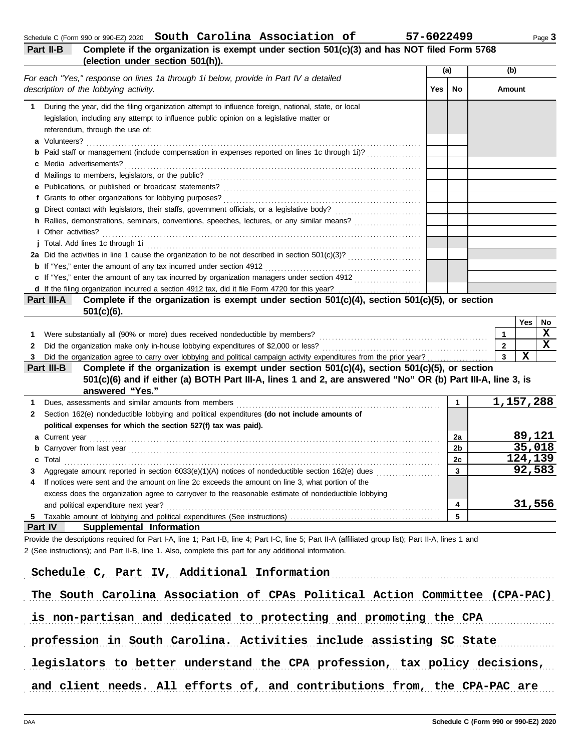Schedule C (Form 990 or 990-EZ) 2020 **South Carolina Association of** **57-6022499**

## Part II-B Complete if the organization is exempt under section 501(c)(3) and has NOT filed Form 5768 (election under section 501(h)).

*For each "Yes," response on lines 1a through 1i below, provide in Part IV a detailed description of the lobbying activity.*

| | (a) Yes | (a) No | (b) Amount |
|---|---|---|---|
| **1** During the year, did the filing organization attempt to influence foreign, national, state, or local legislation, including any attempt to influence public opinion on a legislative matter or referendum, through the use of: | | | |
| **a** Volunteers? | | | |
| **b** Paid staff or management (include compensation in expenses reported on lines 1c through 1i)? | | | |
| **c** Media advertisements? | | | |
| **d** Mailings to members, legislators, or the public? | | | |
| **e** Publications, or published or broadcast statements? | | | |
| **f** Grants to other organizations for lobbying purposes? | | | |
| **g** Direct contact with legislators, their staffs, government officials, or a legislative body? | | | |
| **h** Rallies, demonstrations, seminars, conventions, speeches, lectures, or any similar means? | | | |
| **i** Other activities? | | | |
| **j** Total. Add lines 1c through 1i | | | |
| **2a** Did the activities in line 1 cause the organization to be not described in section 501(c)(3)? | | | |
| **b** If "Yes," enter the amount of any tax incurred under section 4912 | | | |
| **c** If "Yes," enter the amount of any tax incurred by organization managers under section 4912 | | | |
| **d** If the filing organization incurred a section 4912 tax, did it file Form 4720 for this year? | | | |

## Part III-A Complete if the organization is exempt under section 501(c)(4), section 501(c)(5), or section 501(c)(6).

| | | | Yes | No |
|---|---|---|---|---|
| **1** | Were substantially all (90% or more) dues received nondeductible by members? | 1 | | X |
| **2** | Did the organization make only in-house lobbying expenditures of $2,000 or less? | 2 | | X |
| **3** | Did the organization agree to carry over lobbying and political campaign activity expenditures from the prior year? | 3 | X | |

## Part III-B Complete if the organization is exempt under section 501(c)(4), section 501(c)(5), or section 501(c)(6) and if either (a) BOTH Part III-A, lines 1 and 2, are answered "No" OR (b) Part III-A, line 3, is answered "Yes."

| | | | |
|---|---|---|---|
| **1** | Dues, assessments and similar amounts from members | 1 | 1,157,288 |
| **2** | Section 162(e) nondeductible lobbying and political expenditures **(do not include amounts of political expenses for which the section 527(f) tax was paid).** | | |
| **a** | Current year | 2a | 89,121 |
| **b** | Carryover from last year | 2b | 35,018 |
| **c** | Total | 2c | 124,139 |
| **3** | Aggregate amount reported in section 6033(e)(1)(A) notices of nondeductible section 162(e) dues | 3 | 92,583 |
| **4** | If notices were sent and the amount on line 2c exceeds the amount on line 3, what portion of the excess does the organization agree to carryover to the reasonable estimate of nondeductible lobbying and political expenditure next year? | 4 | 31,556 |
| **5** | Taxable amount of lobbying and political expenditures (See instructions) | 5 | |

## Part IV Supplemental Information

Provide the descriptions required for Part I-A, line 1; Part I-B, line 4; Part I-C, line 5; Part II-A (affiliated group list); Part II-A, lines 1 and 2 (See instructions); and Part II-B, line 1. Also, complete this part for any additional information.

**Schedule C, Part IV, Additional Information**

**The South Carolina Association of CPAs Political Action Committee (CPA-PAC) is non-partisan and dedicated to protecting and promoting the CPA profession in South Carolina. Activities include assisting SC State legislators to better understand the CPA profession, tax policy decisions, and client needs. All efforts of, and contributions from, the CPA-PAC are**

Schedule C (Form 990 or 990-EZ) 2020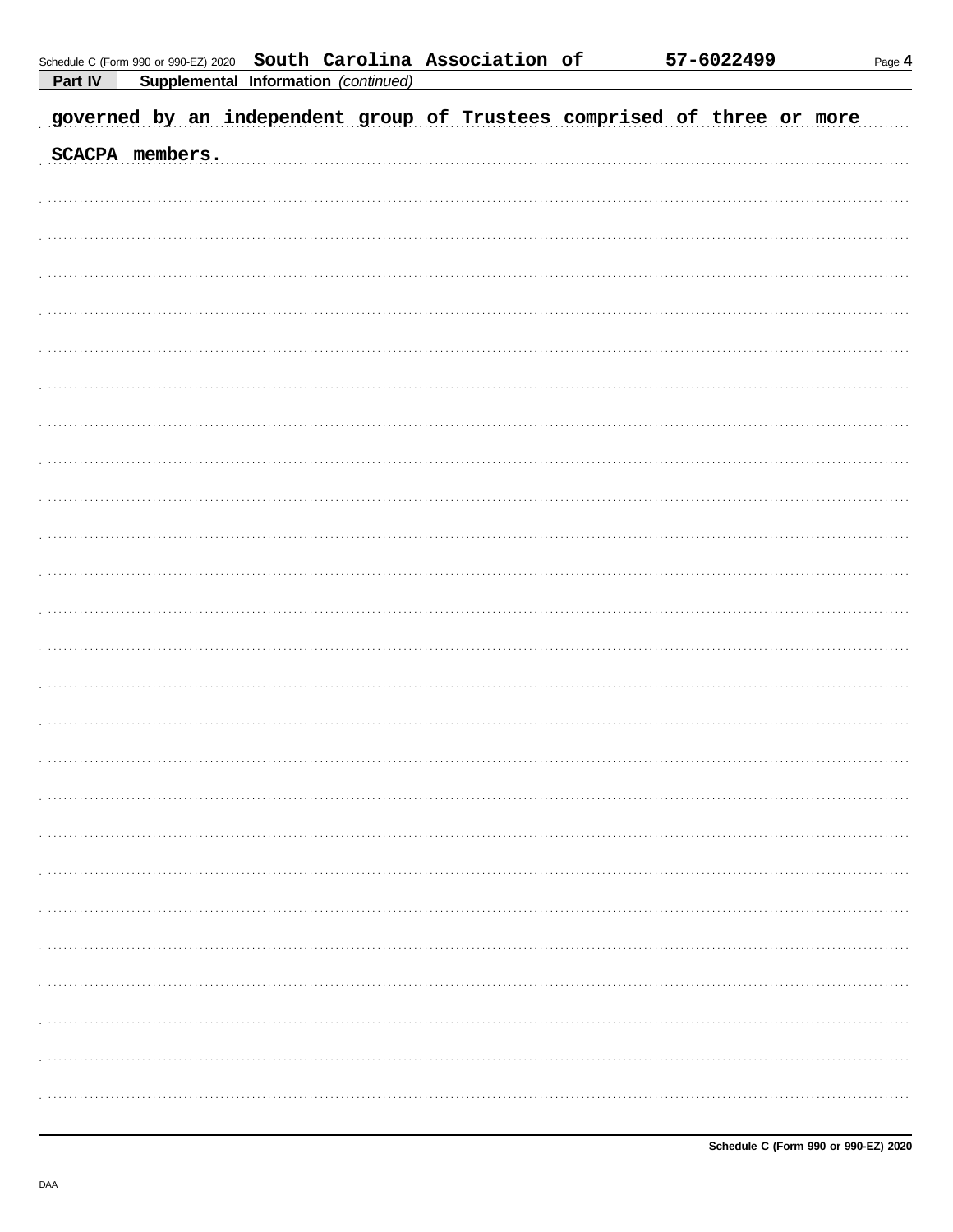**Part IV** **Supplemental Information** *(continued)*

governed by an independent group of Trustees comprised of three or more SCACPA members.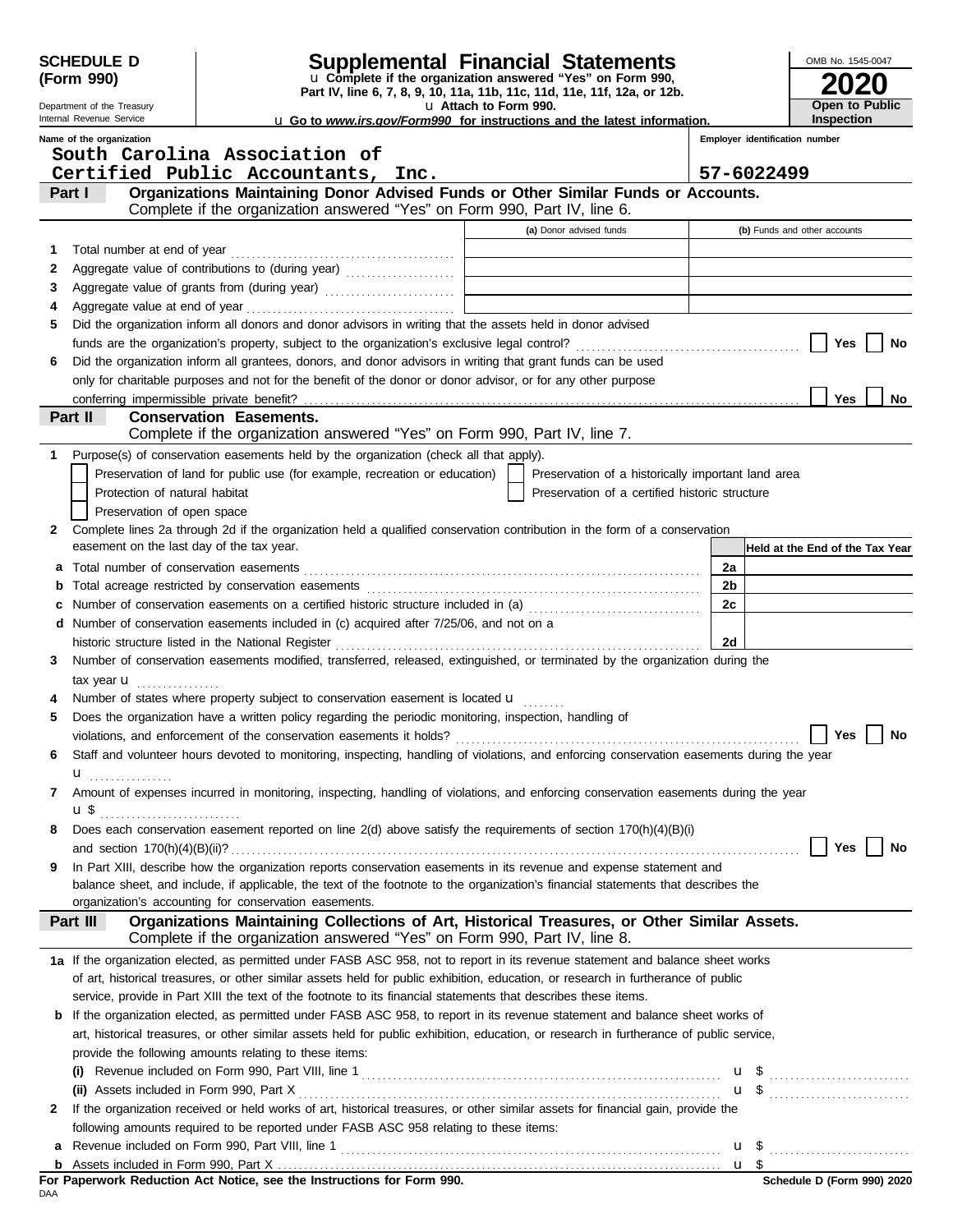**SCHEDULE D (Form 990)**

Department of the Treasury
Internal Revenue Service

# Supplemental Financial Statements

u Complete if the organization answered "Yes" on Form 990, Part IV, line 6, 7, 8, 9, 10, 11a, 11b, 11c, 11d, 11e, 11f, 12a, or 12b.
u Attach to Form 990.
u Go to *www.irs.gov/Form990* for instructions and the latest information.

OMB No. 1545-0047

**2020**

**Open to Public Inspection**

**Name of the organization**
South Carolina Association of Certified Public Accountants, Inc.

**Employer identification number**
57-6022499

## Part I — Organizations Maintaining Donor Advised Funds or Other Similar Funds or Accounts.

Complete if the organization answered "Yes" on Form 990, Part IV, line 6.

| | | (a) Donor advised funds | (b) Funds and other accounts |
|---|---|---|---|
| 1 | Total number at end of year | | |
| 2 | Aggregate value of contributions to (during year) | | |
| 3 | Aggregate value of grants from (during year) | | |
| 4 | Aggregate value at end of year | | |

5 Did the organization inform all donors and donor advisors in writing that the assets held in donor advised funds are the organization's property, subject to the organization's exclusive legal control? ☐ Yes ☐ No

6 Did the organization inform all grantees, donors, and donor advisors in writing that grant funds can be used only for charitable purposes and not for the benefit of the donor or donor advisor, or for any other purpose conferring impermissible private benefit? ☐ Yes ☐ No

## Part II — Conservation Easements.

Complete if the organization answered "Yes" on Form 990, Part IV, line 7.

1 Purpose(s) of conservation easements held by the organization (check all that apply).

☐ Preservation of land for public use (for example, recreation or education)
☐ Preservation of a historically important land area
☐ Protection of natural habitat
☐ Preservation of a certified historic structure
☐ Preservation of open space

2 Complete lines 2a through 2d if the organization held a qualified conservation contribution in the form of a conservation easement on the last day of the tax year.

| | | | Held at the End of the Tax Year |
|---|---|---|---|
| a | Total number of conservation easements | 2a | |
| b | Total acreage restricted by conservation easements | 2b | |
| c | Number of conservation easements on a certified historic structure included in (a) | 2c | |
| d | Number of conservation easements included in (c) acquired after 7/25/06, and not on a historic structure listed in the National Register | 2d | |

3 Number of conservation easements modified, transferred, released, extinguished, or terminated by the organization during the tax year u

4 Number of states where property subject to conservation easement is located u

5 Does the organization have a written policy regarding the periodic monitoring, inspection, handling of violations, and enforcement of the conservation easements it holds? ☐ Yes ☐ No

6 Staff and volunteer hours devoted to monitoring, inspecting, handling of violations, and enforcing conservation easements during the year u

7 Amount of expenses incurred in monitoring, inspecting, handling of violations, and enforcing conservation easements during the year u $

8 Does each conservation easement reported on line 2(d) above satisfy the requirements of section 170(h)(4)(B)(i) and section 170(h)(4)(B)(ii)? ☐ Yes ☐ No

9 In Part XIII, describe how the organization reports conservation easements in its revenue and expense statement and balance sheet, and include, if applicable, the text of the footnote to the organization's financial statements that describes the organization's accounting for conservation easements.

## Part III — Organizations Maintaining Collections of Art, Historical Treasures, or Other Similar Assets.

Complete if the organization answered "Yes" on Form 990, Part IV, line 8.

1a If the organization elected, as permitted under FASB ASC 958, not to report in its revenue statement and balance sheet works of art, historical treasures, or other similar assets held for public exhibition, education, or research in furtherance of public service, provide in Part XIII the text of the footnote to its financial statements that describes these items.

b If the organization elected, as permitted under FASB ASC 958, to report in its revenue statement and balance sheet works of art, historical treasures, or other similar assets held for public exhibition, education, or research in furtherance of public service, provide the following amounts relating to these items:

(i) Revenue included on Form 990, Part VIII, line 1 u $

(ii) Assets included in Form 990, Part X u $

2 If the organization received or held works of art, historical treasures, or other similar assets for financial gain, provide the following amounts required to be reported under FASB ASC 958 relating to these items:

a Revenue included on Form 990, Part VIII, line 1 u $

b Assets included in Form 990, Part X u $

**For Paperwork Reduction Act Notice, see the Instructions for Form 990.**

DAA

**Schedule D (Form 990) 2020**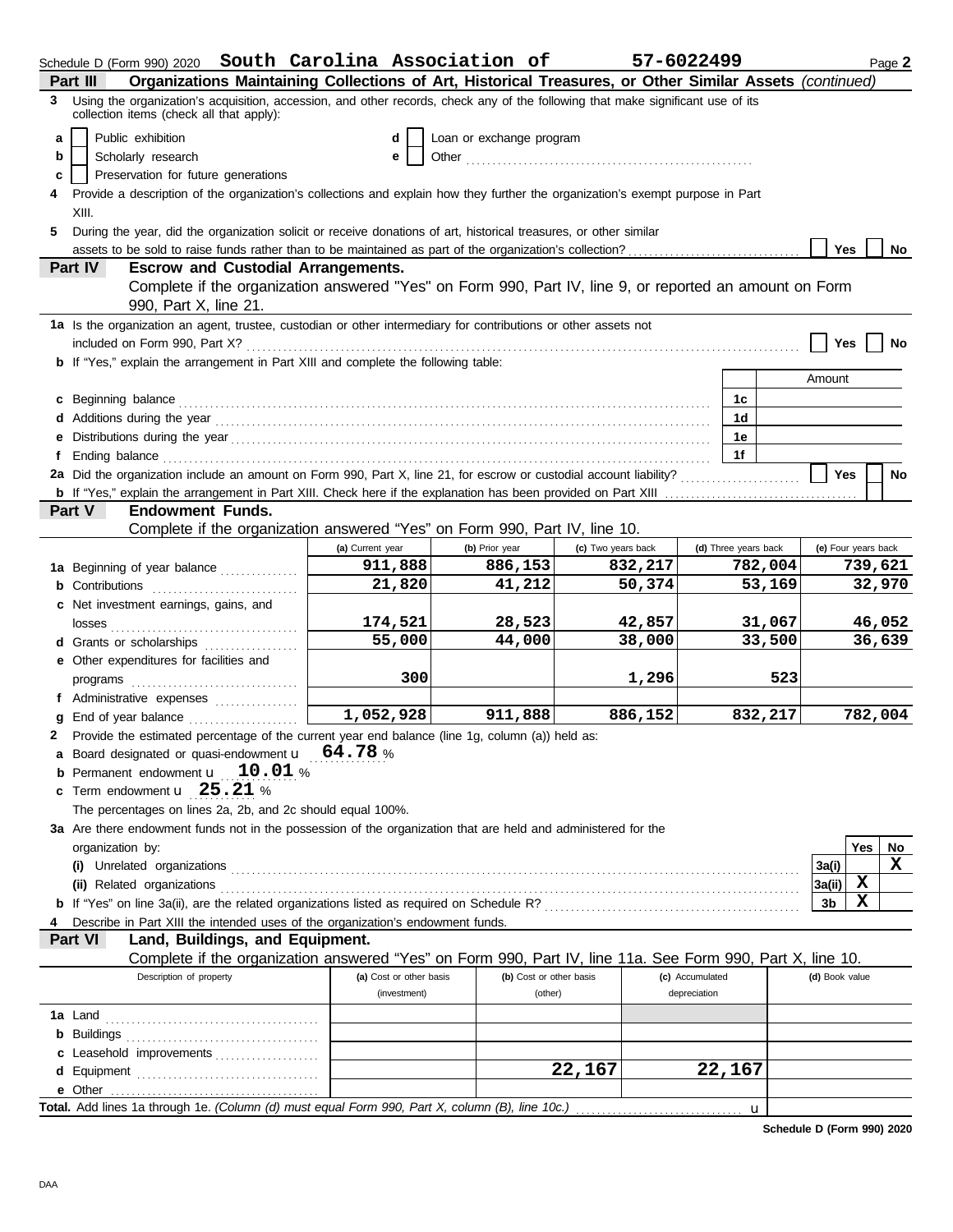Schedule D (Form 990) 2020 **South Carolina Association of** **57-6022499** Page **2**

**Part III** **Organizations Maintaining Collections of Art, Historical Treasures, or Other Similar Assets** *(continued)*

**3** Using the organization's acquisition, accession, and other records, check any of the following that make significant use of its collection items (check all that apply):

- **a** ☐ Public exhibition
- **b** ☐ Scholarly research
- **c** ☐ Preservation for future generations
- **d** ☐ Loan or exchange program
- **e** ☐ Other

**4** Provide a description of the organization's collections and explain how they further the organization's exempt purpose in Part XIII.

**5** During the year, did the organization solicit or receive donations of art, historical treasures, or other similar assets to be sold to raise funds rather than to be maintained as part of the organization's collection? ☐ Yes ☐ No

**Part IV** **Escrow and Custodial Arrangements.**
Complete if the organization answered "Yes" on Form 990, Part IV, line 9, or reported an amount on Form 990, Part X, line 21.

**1a** Is the organization an agent, trustee, custodian or other intermediary for contributions or other assets not included on Form 990, Part X? ☐ Yes ☐ No

**b** If "Yes," explain the arrangement in Part XIII and complete the following table:

| | | Amount |
|---|---|---|
| **c** Beginning balance | 1c | |
| **d** Additions during the year | 1d | |
| **e** Distributions during the year | 1e | |
| **f** Ending balance | 1f | |

**2a** Did the organization include an amount on Form 990, Part X, line 21, for escrow or custodial account liability? ☐ Yes ☐ No

**b** If "Yes," explain the arrangement in Part XIII. Check here if the explanation has been provided on Part XIII ☐

**Part V** **Endowment Funds.**
Complete if the organization answered "Yes" on Form 990, Part IV, line 10.

| | (a) Current year | (b) Prior year | (c) Two years back | (d) Three years back | (e) Four years back |
|---|---|---|---|---|---|
| **1a** Beginning of year balance | 911,888 | 886,153 | 832,217 | 782,004 | 739,621 |
| **b** Contributions | 21,820 | 41,212 | 50,374 | 53,169 | 32,970 |
| **c** Net investment earnings, gains, and losses | 174,521 | 28,523 | 42,857 | 31,067 | 46,052 |
| **d** Grants or scholarships | 55,000 | 44,000 | 38,000 | 33,500 | 36,639 |
| **e** Other expenditures for facilities and programs | 300 | | 1,296 | 523 | |
| **f** Administrative expenses | | | | | |
| **g** End of year balance | 1,052,928 | 911,888 | 886,152 | 832,217 | 782,004 |

**2** Provide the estimated percentage of the current year end balance (line 1g, column (a)) held as:

- **a** Board designated or quasi-endowment **64.78** %
- **b** Permanent endowment **10.01** %
- **c** Term endowment **25.21** %

The percentages on lines 2a, 2b, and 2c should equal 100%.

**3a** Are there endowment funds not in the possession of the organization that are held and administered for the organization by:

| | | Yes | No |
|---|---|---|---|
| **(i)** Unrelated organizations | 3a(i) | | X |
| **(ii)** Related organizations | 3a(ii) | X | |
| **b** If "Yes" on line 3a(ii), are the related organizations listed as required on Schedule R? | 3b | X | |

**4** Describe in Part XIII the intended uses of the organization's endowment funds.

**Part VI** **Land, Buildings, and Equipment.**
Complete if the organization answered "Yes" on Form 990, Part IV, line 11a. See Form 990, Part X, line 10.

| Description of property | (a) Cost or other basis (investment) | (b) Cost or other basis (other) | (c) Accumulated depreciation | (d) Book value |
|---|---|---|---|---|
| **1a** Land | | | | |
| **b** Buildings | | | | |
| **c** Leasehold improvements | | | | |
| **d** Equipment | | 22,167 | 22,167 | |
| **e** Other | | | | |

**Total.** Add lines 1a through 1e. *(Column (d) must equal Form 990, Part X, column (B), line 10c.)*

**Schedule D (Form 990) 2020**

DAA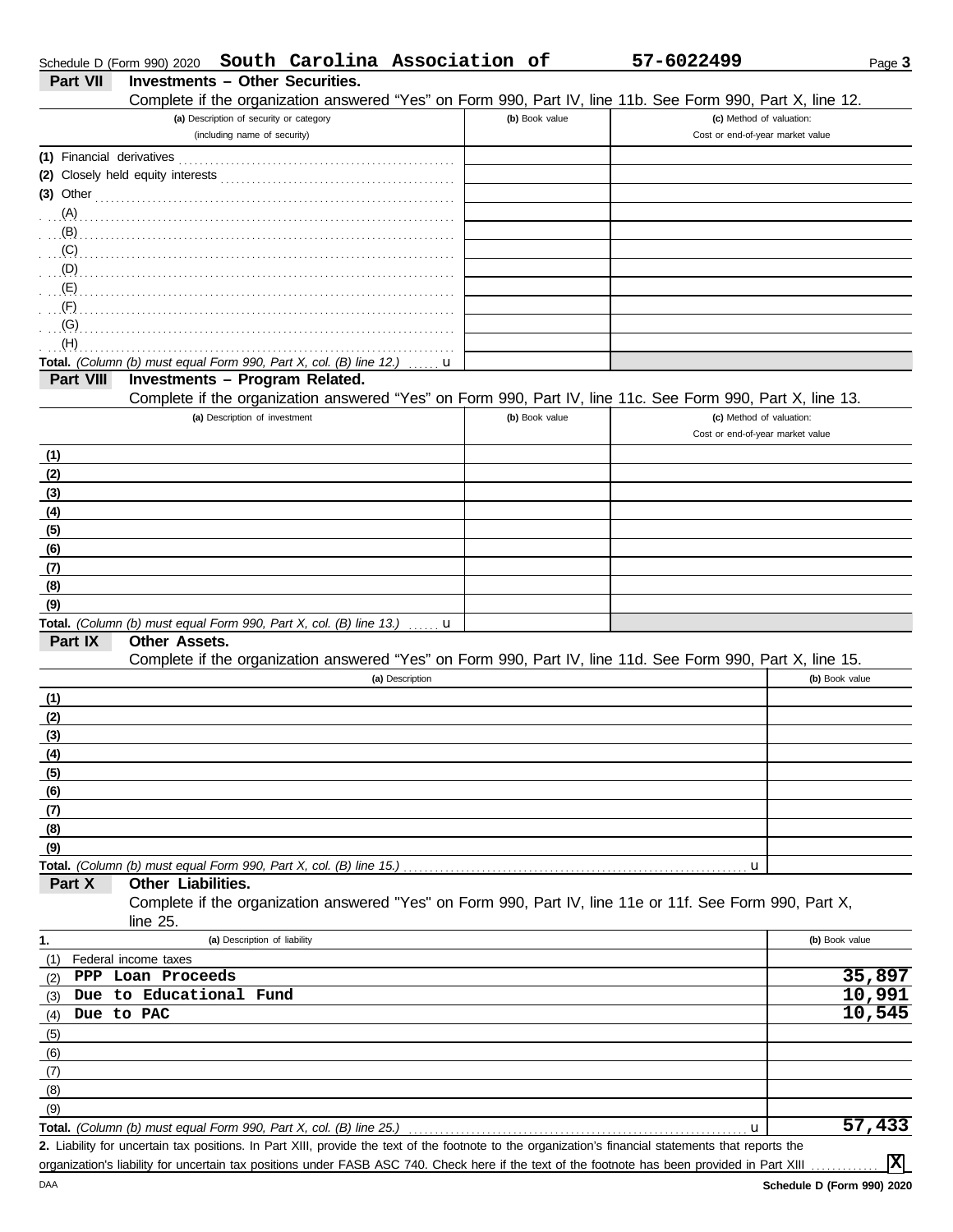Schedule D (Form 990) 2020 **South Carolina Association of** **57-6022499** Page **3**

## Part VII Investments – Other Securities.

Complete if the organization answered "Yes" on Form 990, Part IV, line 11b. See Form 990, Part X, line 12.

| (a) Description of security or category (including name of security) | (b) Book value | (c) Method of valuation: Cost or end-of-year market value |
|---|---|---|
| (1) Financial derivatives | | |
| (2) Closely held equity interests | | |
| (3) Other | | |
| (A) | | |
| (B) | | |
| (C) | | |
| (D) | | |
| (E) | | |
| (F) | | |
| (G) | | |
| (H) | | |
| **Total.** *(Column (b) must equal Form 990, Part X, col. (B) line 12.)* u | | |

## Part VIII Investments – Program Related.

Complete if the organization answered "Yes" on Form 990, Part IV, line 11c. See Form 990, Part X, line 13.

| (a) Description of investment | (b) Book value | (c) Method of valuation: Cost or end-of-year market value |
|---|---|---|
| (1) | | |
| (2) | | |
| (3) | | |
| (4) | | |
| (5) | | |
| (6) | | |
| (7) | | |
| (8) | | |
| (9) | | |
| **Total.** *(Column (b) must equal Form 990, Part X, col. (B) line 13.)* u | | |

## Part IX Other Assets.

Complete if the organization answered "Yes" on Form 990, Part IV, line 11d. See Form 990, Part X, line 15.

| (a) Description | (b) Book value |
|---|---|
| (1) | |
| (2) | |
| (3) | |
| (4) | |
| (5) | |
| (6) | |
| (7) | |
| (8) | |
| (9) | |
| **Total.** *(Column (b) must equal Form 990, Part X, col. (B) line 15.)* u | |

## Part X Other Liabilities.

Complete if the organization answered "Yes" on Form 990, Part IV, line 11e or 11f. See Form 990, Part X, line 25.

| 1. (a) Description of liability | (b) Book value |
|---|---|
| (1) Federal income taxes | |
| (2) PPP Loan Proceeds | 35,897 |
| (3) Due to Educational Fund | 10,991 |
| (4) Due to PAC | 10,545 |
| (5) | |
| (6) | |
| (7) | |
| (8) | |
| (9) | |
| **Total.** *(Column (b) must equal Form 990, Part X, col. (B) line 25.)* u | 57,433 |

**2.** Liability for uncertain tax positions. In Part XIII, provide the text of the footnote to the organization's financial statements that reports the organization's liability for uncertain tax positions under FASB ASC 740. Check here if the text of the footnote has been provided in Part XIII ............ [X]

DAA **Schedule D (Form 990) 2020**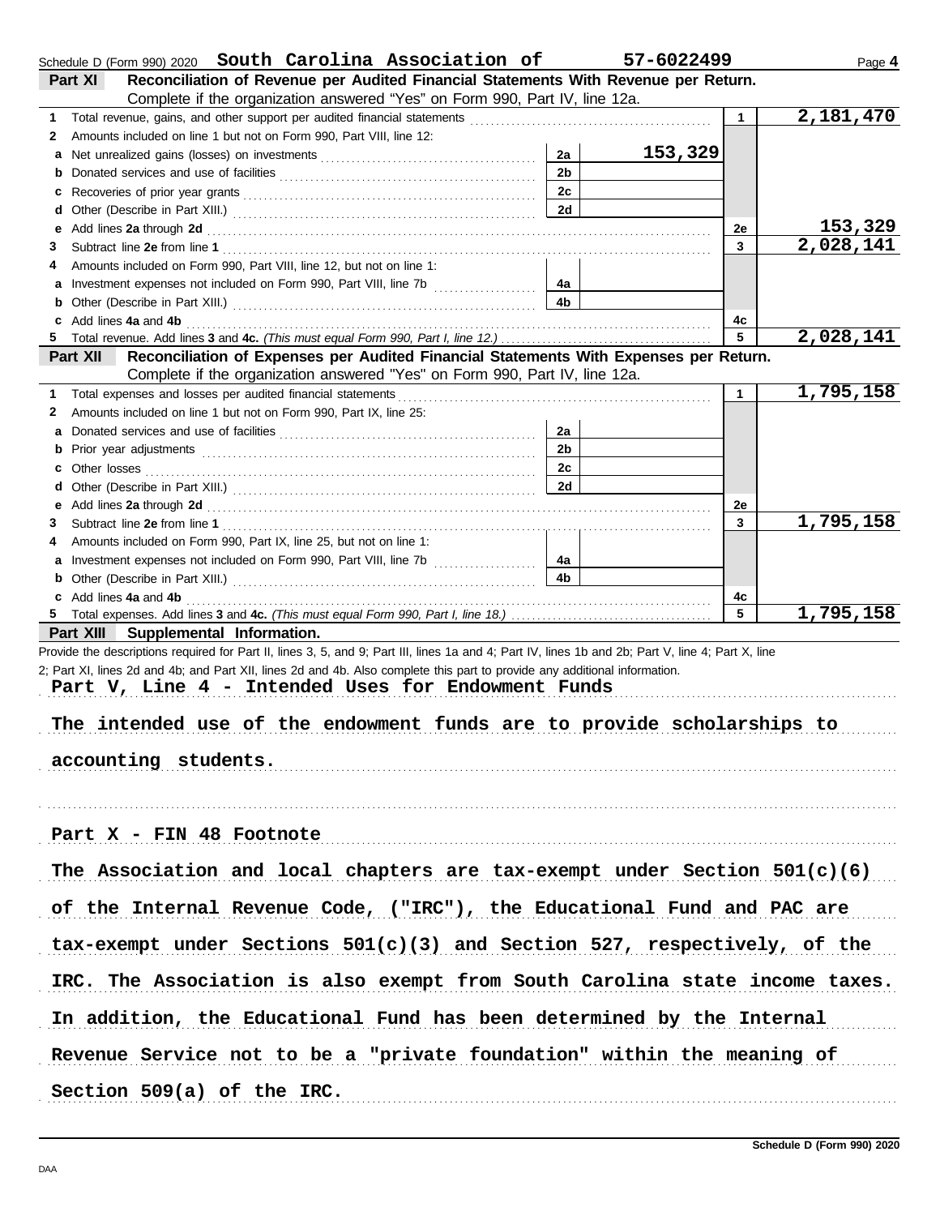Schedule D (Form 990) 2020 **South Carolina Association of** **57-6022499** Page **4**

**Part XI** **Reconciliation of Revenue per Audited Financial Statements With Revenue per Return.** Complete if the organization answered "Yes" on Form 990, Part IV, line 12a.

| | | | | | |
|---|---|---|---|---|---|
| **1** | Total revenue, gains, and other support per audited financial statements | | | 1 | 2,181,470 |
| **2** | Amounts included on line 1 but not on Form 990, Part VIII, line 12: | | | | |
| **a** | Net unrealized gains (losses) on investments | 2a | 153,329 | | |
| **b** | Donated services and use of facilities | 2b | | | |
| **c** | Recoveries of prior year grants | 2c | | | |
| **d** | Other (Describe in Part XIII.) | 2d | | | |
| **e** | Add lines **2a** through **2d** | | | 2e | 153,329 |
| **3** | Subtract line **2e** from line **1** | | | 3 | 2,028,141 |
| **4** | Amounts included on Form 990, Part VIII, line 12, but not on line 1: | | | | |
| **a** | Investment expenses not included on Form 990, Part VIII, line 7b | 4a | | | |
| **b** | Other (Describe in Part XIII.) | 4b | | | |
| **c** | Add lines **4a** and **4b** | | | 4c | |
| **5** | Total revenue. Add lines **3** and **4c.** *(This must equal Form 990, Part I, line 12.)* | | | 5 | 2,028,141 |

**Part XII** **Reconciliation of Expenses per Audited Financial Statements With Expenses per Return.** Complete if the organization answered "Yes" on Form 990, Part IV, line 12a.

| | | | | | |
|---|---|---|---|---|---|
| **1** | Total expenses and losses per audited financial statements | | | 1 | 1,795,158 |
| **2** | Amounts included on line 1 but not on Form 990, Part IX, line 25: | | | | |
| **a** | Donated services and use of facilities | 2a | | | |
| **b** | Prior year adjustments | 2b | | | |
| **c** | Other losses | 2c | | | |
| **d** | Other (Describe in Part XIII.) | 2d | | | |
| **e** | Add lines **2a** through **2d** | | | 2e | |
| **3** | Subtract line **2e** from line **1** | | | 3 | 1,795,158 |
| **4** | Amounts included on Form 990, Part IX, line 25, but not on line 1: | | | | |
| **a** | Investment expenses not included on Form 990, Part VIII, line 7b | 4a | | | |
| **b** | Other (Describe in Part XIII.) | 4b | | | |
| **c** | Add lines **4a** and **4b** | | | 4c | |
| **5** | Total expenses. Add lines **3** and **4c.** *(This must equal Form 990, Part I, line 18.)* | | | 5 | 1,795,158 |

**Part XIII** **Supplemental Information.**

Provide the descriptions required for Part II, lines 3, 5, and 9; Part III, lines 1a and 4; Part IV, lines 1b and 2b; Part V, line 4; Part X, line 2; Part XI, lines 2d and 4b; and Part XII, lines 2d and 4b. Also complete this part to provide any additional information.

**Part V, Line 4 - Intended Uses for Endowment Funds**

The intended use of the endowment funds are to provide scholarships to accounting students.

**Part X - FIN 48 Footnote**

The Association and local chapters are tax-exempt under Section 501(c)(6) of the Internal Revenue Code, ("IRC"), the Educational Fund and PAC are tax-exempt under Sections 501(c)(3) and Section 527, respectively, of the IRC. The Association is also exempt from South Carolina state income taxes. In addition, the Educational Fund has been determined by the Internal Revenue Service not to be a "private foundation" within the meaning of Section 509(a) of the IRC.

Schedule D (Form 990) 2020

DAA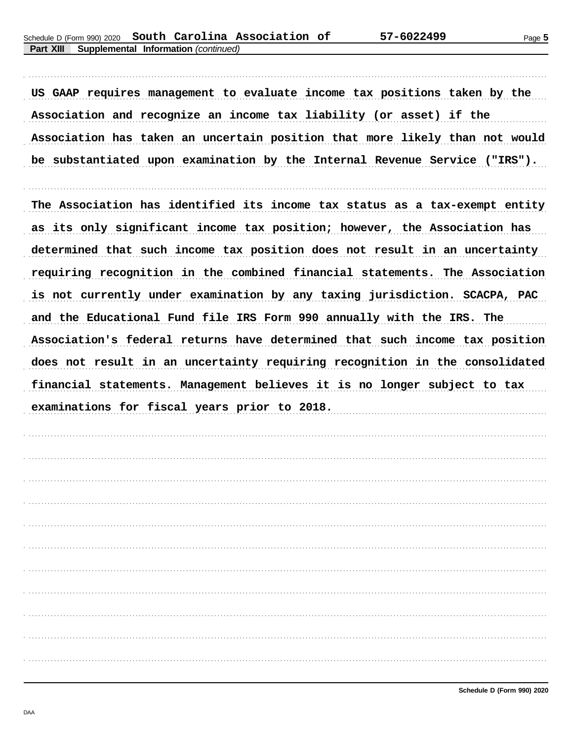**Part XIII Supplemental Information** *(continued)*

US GAAP requires management to evaluate income tax positions taken by the Association and recognize an income tax liability (or asset) if the Association has taken an uncertain position that more likely than not would be substantiated upon examination by the Internal Revenue Service ("IRS").

The Association has identified its income tax status as a tax-exempt entity as its only significant income tax position; however, the Association has determined that such income tax position does not result in an uncertainty requiring recognition in the combined financial statements. The Association is not currently under examination by any taxing jurisdiction. SCACPA, PAC and the Educational Fund file IRS Form 990 annually with the IRS. The Association's federal returns have determined that such income tax position does not result in an uncertainty requiring recognition in the consolidated financial statements. Management believes it is no longer subject to tax examinations for fiscal years prior to 2018.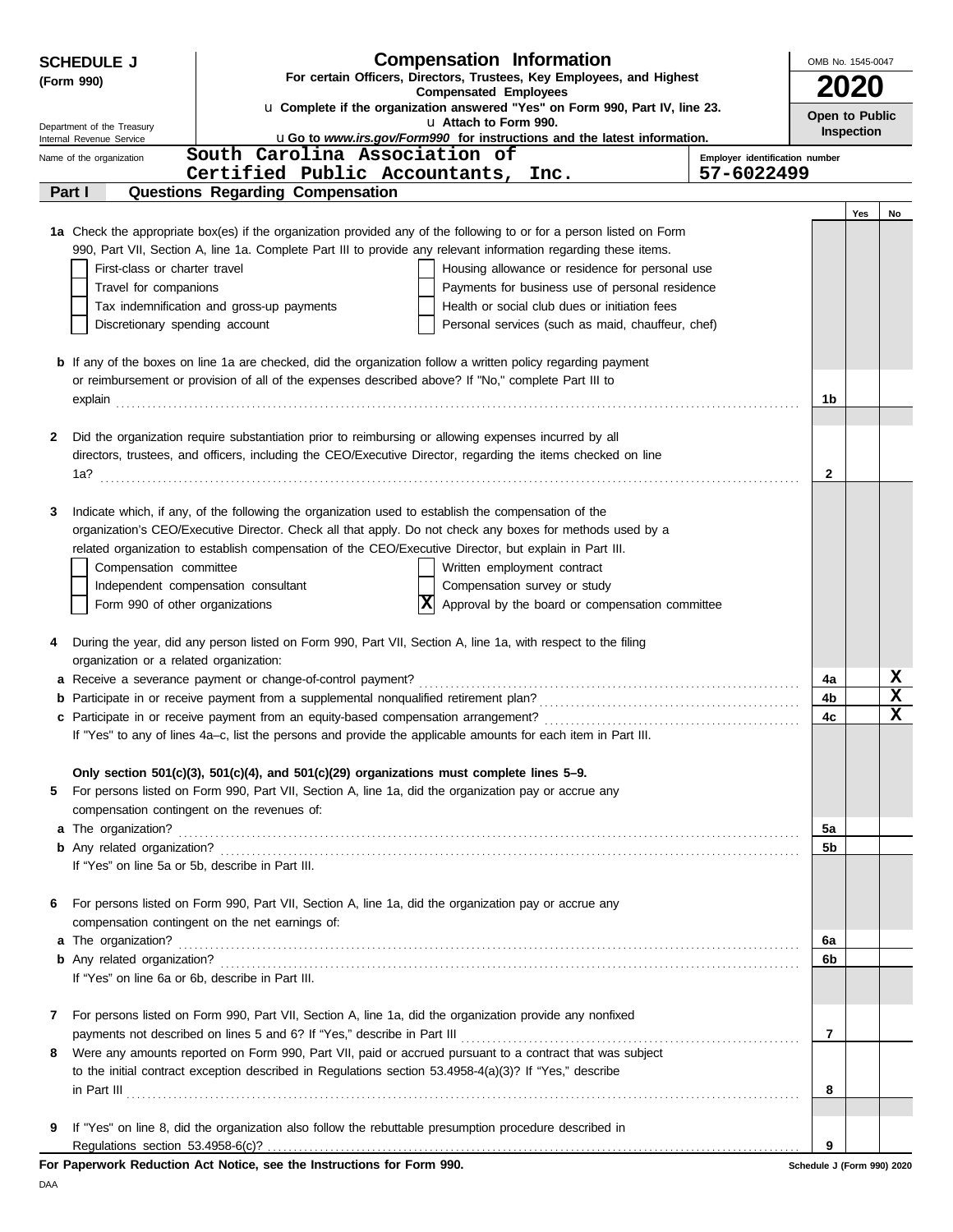**SCHEDULE J**
**(Form 990)**

Department of the Treasury
Internal Revenue Service

# Compensation Information

**For certain Officers, Directors, Trustees, Key Employees, and Highest Compensated Employees**

u **Complete if the organization answered "Yes" on Form 990, Part IV, line 23.**
u **Attach to Form 990.**
u **Go to *www.irs.gov/Form990* for instructions and the latest information.**

OMB No. 1545-0047

**2020**

**Open to Public Inspection**

Name of the organization: South Carolina Association of Certified Public Accountants, Inc.

Employer identification number: 57-6022499

## Part I — Questions Regarding Compensation

| | | Yes | No |
|---|---|---|---|
| **1a** Check the appropriate box(es) if the organization provided any of the following to or for a person listed on Form 990, Part VII, Section A, line 1a. Complete Part III to provide any relevant information regarding these items. | | | |
| ☐ First-class or charter travel ☐ Housing allowance or residence for personal use | | | |
| ☐ Travel for companions ☐ Payments for business use of personal residence | | | |
| ☐ Tax indemnification and gross-up payments ☐ Health or social club dues or initiation fees | | | |
| ☐ Discretionary spending account ☐ Personal services (such as maid, chauffeur, chef) | | | |
| **b** If any of the boxes on line 1a are checked, did the organization follow a written policy regarding payment or reimbursement or provision of all of the expenses described above? If "No," complete Part III to explain | 1b | | |
| **2** Did the organization require substantiation prior to reimbursing or allowing expenses incurred by all directors, trustees, and officers, including the CEO/Executive Director, regarding the items checked on line 1a? | 2 | | |
| **3** Indicate which, if any, of the following the organization used to establish the compensation of the organization's CEO/Executive Director. Check all that apply. Do not check any boxes for methods used by a related organization to establish compensation of the CEO/Executive Director, but explain in Part III. | | | |
| ☐ Compensation committee ☐ Written employment contract | | | |
| ☐ Independent compensation consultant ☐ Compensation survey or study | | | |
| ☐ Form 990 of other organizations ☒ Approval by the board or compensation committee | | | |
| **4** During the year, did any person listed on Form 990, Part VII, Section A, line 1a, with respect to the filing organization or a related organization: | | | |
| **a** Receive a severance payment or change-of-control payment? | 4a | | X |
| **b** Participate in or receive payment from a supplemental nonqualified retirement plan? | 4b | | X |
| **c** Participate in or receive payment from an equity-based compensation arrangement? | 4c | | X |
| If "Yes" to any of lines 4a–c, list the persons and provide the applicable amounts for each item in Part III. | | | |
| **Only section 501(c)(3), 501(c)(4), and 501(c)(29) organizations must complete lines 5–9.** | | | |
| **5** For persons listed on Form 990, Part VII, Section A, line 1a, did the organization pay or accrue any compensation contingent on the revenues of: | | | |
| **a** The organization? | 5a | | |
| **b** Any related organization? | 5b | | |
| If "Yes" on line 5a or 5b, describe in Part III. | | | |
| **6** For persons listed on Form 990, Part VII, Section A, line 1a, did the organization pay or accrue any compensation contingent on the net earnings of: | | | |
| **a** The organization? | 6a | | |
| **b** Any related organization? | 6b | | |
| If "Yes" on line 6a or 6b, describe in Part III. | | | |
| **7** For persons listed on Form 990, Part VII, Section A, line 1a, did the organization provide any nonfixed payments not described on lines 5 and 6? If "Yes," describe in Part III | 7 | | |
| **8** Were any amounts reported on Form 990, Part VII, paid or accrued pursuant to a contract that was subject to the initial contract exception described in Regulations section 53.4958-4(a)(3)? If "Yes," describe in Part III | 8 | | |
| **9** If "Yes" on line 8, did the organization also follow the rebuttable presumption procedure described in Regulations section 53.4958-6(c)? | 9 | | |

**For Paperwork Reduction Act Notice, see the Instructions for Form 990.**

Schedule J (Form 990) 2020

DAA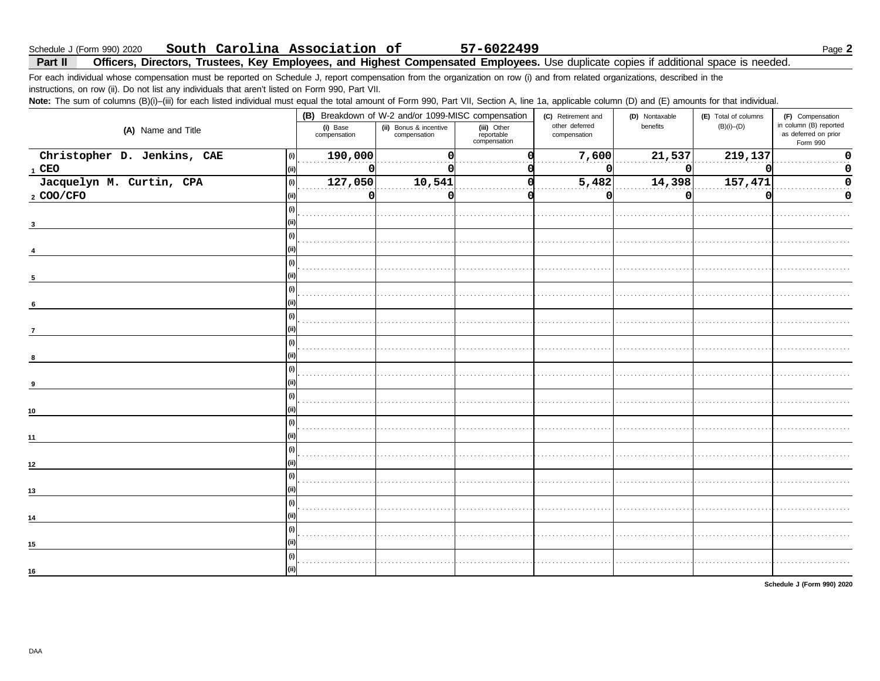Schedule J (Form 990) 2020 **South Carolina Association of** **57-6022499**

## Part II Officers, Directors, Trustees, Key Employees, and Highest Compensated Employees. Use duplicate copies if additional space is needed.

For each individual whose compensation must be reported on Schedule J, report compensation from the organization on row (i) and from related organizations, described in the instructions, on row (ii). Do not list any individuals that aren't listed on Form 990, Part VII.

**Note:** The sum of columns (B)(i)–(iii) for each listed individual must equal the total amount of Form 990, Part VII, Section A, line 1a, applicable column (D) and (E) amounts for that individual.

| (A) Name and Title | | (B) Breakdown of W-2 and/or 1099-MISC compensation | | | (C) Retirement and other deferred compensation | (D) Nontaxable benefits | (E) Total of columns (B)(i)–(D) | (F) Compensation in column (B) reported as deferred on prior Form 990 |
|---|---|---|---|---|---|---|---|---|
| | | (i) Base compensation | (ii) Bonus & incentive compensation | (iii) Other reportable compensation | | | | |
| 1 Christopher D. Jenkins, CAE | (i) | 190,000 | 0 | 0 | 7,600 | 21,537 | 219,137 | 0 |
| CEO | (ii) | 0 | 0 | 0 | 0 | 0 | 0 | 0 |
| 2 Jacquelyn M. Curtin, CPA | (i) | 127,050 | 10,541 | 0 | 5,482 | 14,398 | 157,471 | 0 |
| COO/CFO | (ii) | 0 | 0 | 0 | 0 | 0 | 0 | 0 |
| 3 | (i) | | | | | | | |
| | (ii) | | | | | | | |
| 4 | (i) | | | | | | | |
| | (ii) | | | | | | | |
| 5 | (i) | | | | | | | |
| | (ii) | | | | | | | |
| 6 | (i) | | | | | | | |
| | (ii) | | | | | | | |
| 7 | (i) | | | | | | | |
| | (ii) | | | | | | | |
| 8 | (i) | | | | | | | |
| | (ii) | | | | | | | |
| 9 | (i) | | | | | | | |
| | (ii) | | | | | | | |
| 10 | (i) | | | | | | | |
| | (ii) | | | | | | | |
| 11 | (i) | | | | | | | |
| | (ii) | | | | | | | |
| 12 | (i) | | | | | | | |
| | (ii) | | | | | | | |
| 13 | (i) | | | | | | | |
| | (ii) | | | | | | | |
| 14 | (i) | | | | | | | |
| | (ii) | | | | | | | |
| 15 | (i) | | | | | | | |
| | (ii) | | | | | | | |
| 16 | (i) | | | | | | | |
| | (ii) | | | | | | | |

Schedule J (Form 990) 2020

DAA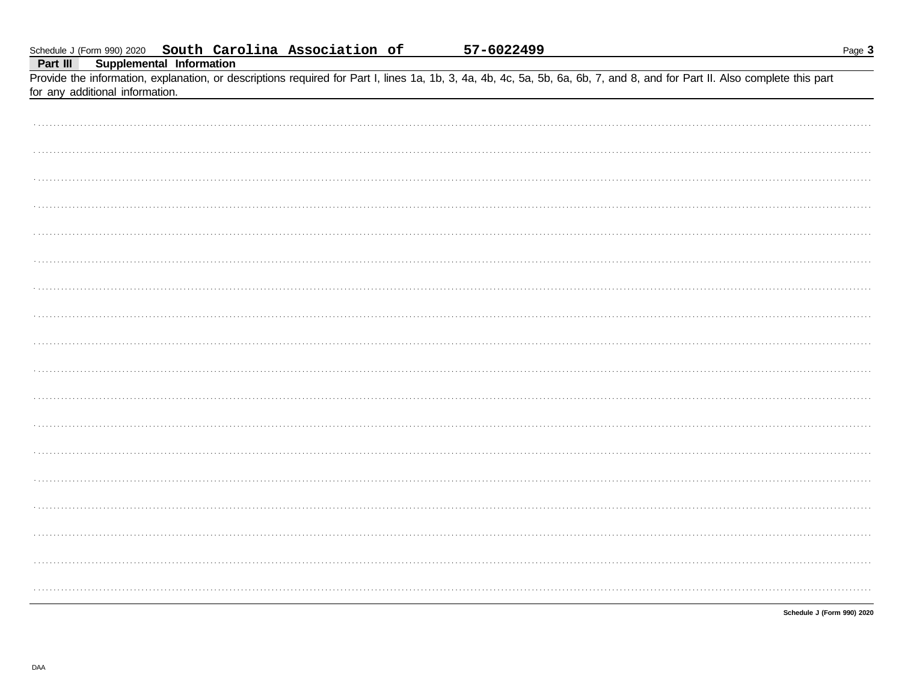Schedule J (Form 990) 2020 **South Carolina Association of** **57-6022499**

**Part III** **Supplemental Information**

Provide the information, explanation, or descriptions required for Part I, lines 1a, 1b, 3, 4a, 4b, 4c, 5a, 5b, 6a, 6b, 7, and 8, and for Part II. Also complete this part for any additional information.

**Schedule J (Form 990) 2020**

DAA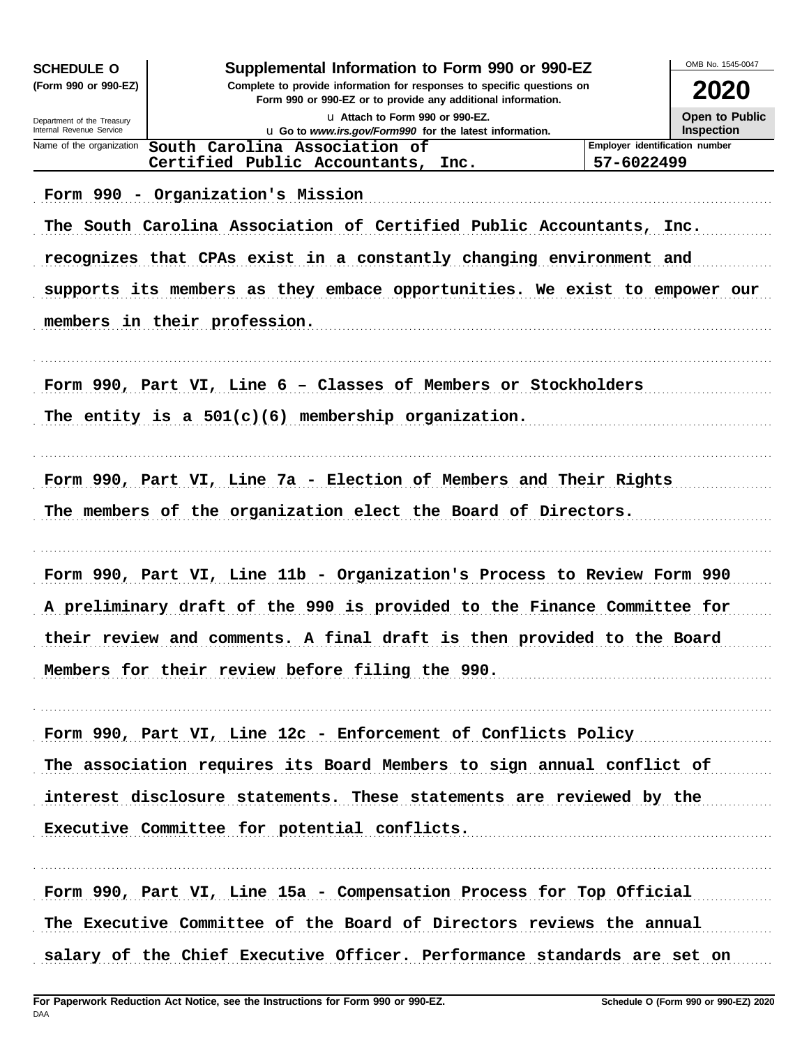**SCHEDULE O** (Form 990 or 990-EZ)

Department of the Treasury
Internal Revenue Service

# Supplemental Information to Form 990 or 990-EZ

**Complete to provide information for responses to specific questions on Form 990 or 990-EZ or to provide any additional information.**

u Attach to Form 990 or 990-EZ.

u Go to *www.irs.gov/Form990* for the latest information.

OMB No. 1545-0047

**2020**

**Open to Public Inspection**

| Name of the organization | Employer identification number |
|---|---|
| South Carolina Association of Certified Public Accountants, Inc. | 57-6022499 |

Form 990 - Organization's Mission

The South Carolina Association of Certified Public Accountants, Inc. recognizes that CPAs exist in a constantly changing environment and supports its members as they embace opportunities. We exist to empower our members in their profession.

Form 990, Part VI, Line 6 – Classes of Members or Stockholders

The entity is a 501(c)(6) membership organization.

Form 990, Part VI, Line 7a - Election of Members and Their Rights

The members of the organization elect the Board of Directors.

Form 990, Part VI, Line 11b - Organization's Process to Review Form 990

A preliminary draft of the 990 is provided to the Finance Committee for their review and comments. A final draft is then provided to the Board Members for their review before filing the 990.

Form 990, Part VI, Line 12c - Enforcement of Conflicts Policy

The association requires its Board Members to sign annual conflict of interest disclosure statements. These statements are reviewed by the Executive Committee for potential conflicts.

Form 990, Part VI, Line 15a - Compensation Process for Top Official

The Executive Committee of the Board of Directors reviews the annual salary of the Chief Executive Officer. Performance standards are set on

**For Paperwork Reduction Act Notice, see the Instructions for Form 990 or 990-EZ.**

DAA

**Schedule O (Form 990 or 990-EZ) 2020**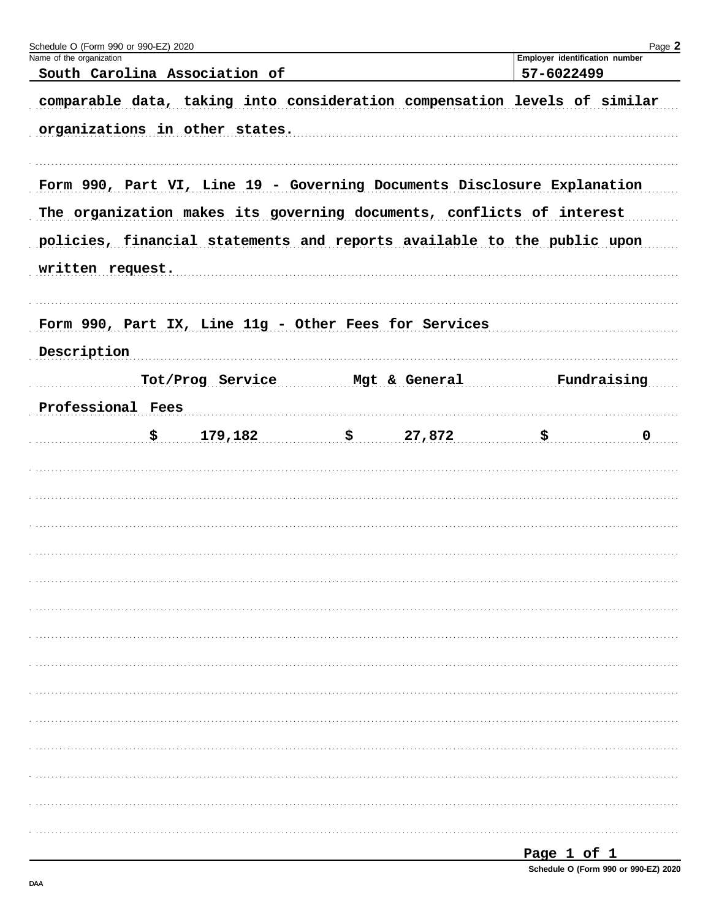Name of the organization: South Carolina Association of

Employer identification number: 57-6022499

comparable data, taking into consideration compensation levels of similar organizations in other states.

Form 990, Part VI, Line 19 - Governing Documents Disclosure Explanation

The organization makes its governing documents, conflicts of interest policies, financial statements and reports available to the public upon written request.

Form 990, Part IX, Line 11g - Other Fees for Services

| Description | Tot/Prog Service | Mgt & General | Fundraising |
|---|---|---|---|
| Professional Fees | $ 179,182 | $ 27,872 | $ 0 |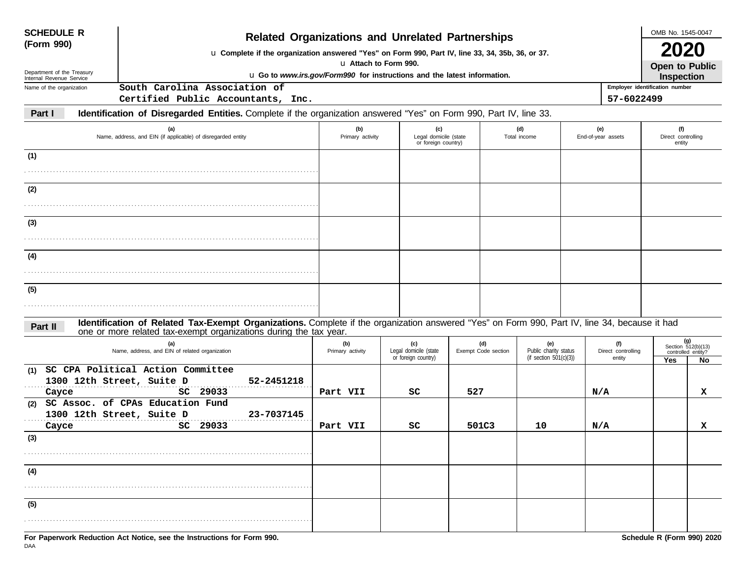# SCHEDULE R (Form 990)

Department of the Treasury
Internal Revenue Service

## Related Organizations and Unrelated Partnerships

u **Complete if the organization answered "Yes" on Form 990, Part IV, line 33, 34, 35b, 36, or 37.**
u **Attach to Form 990.**
u **Go to *www.irs.gov/Form990* for instructions and the latest information.**

OMB No. 1545-0047

**2020**

**Open to Public Inspection**

Name of the organization: South Carolina Association of Certified Public Accountants, Inc.

Employer identification number: 57-6022499

**Part I** **Identification of Disregarded Entities.** Complete if the organization answered "Yes" on Form 990, Part IV, line 33.

| | (a) Name, address, and EIN (if applicable) of disregarded entity | (b) Primary activity | (c) Legal domicile (state or foreign country) | (d) Total income | (e) End-of-year assets | (f) Direct controlling entity |
|---|---|---|---|---|---|---|
| (1) | | | | | | |
| (2) | | | | | | |
| (3) | | | | | | |
| (4) | | | | | | |
| (5) | | | | | | |

**Part II** **Identification of Related Tax-Exempt Organizations.** Complete if the organization answered "Yes" on Form 990, Part IV, line 34, because it had one or more related tax-exempt organizations during the tax year.

| | (a) Name, address, and EIN of related organization | (b) Primary activity | (c) Legal domicile (state or foreign country) | (d) Exempt Code section | (e) Public charity status (if section 501(c)(3)) | (f) Direct controlling entity | (g) Section 512(b)(13) controlled entity? Yes | No |
|---|---|---|---|---|---|---|---|---|
| (1) | SC CPA Political Action Committee<br>1300 12th Street, Suite D 52-2451218<br>Cayce SC 29033 | Part VII | SC | 527 | | N/A | | X |
| (2) | SC Assoc. of CPAs Education Fund<br>1300 12th Street, Suite D 23-7037145<br>Cayce SC 29033 | Part VII | SC | 501C3 | 10 | N/A | | X |
| (3) | | | | | | | | |
| (4) | | | | | | | | |
| (5) | | | | | | | | |

**For Paperwork Reduction Act Notice, see the Instructions for Form 990.**

DAA

**Schedule R (Form 990) 2020**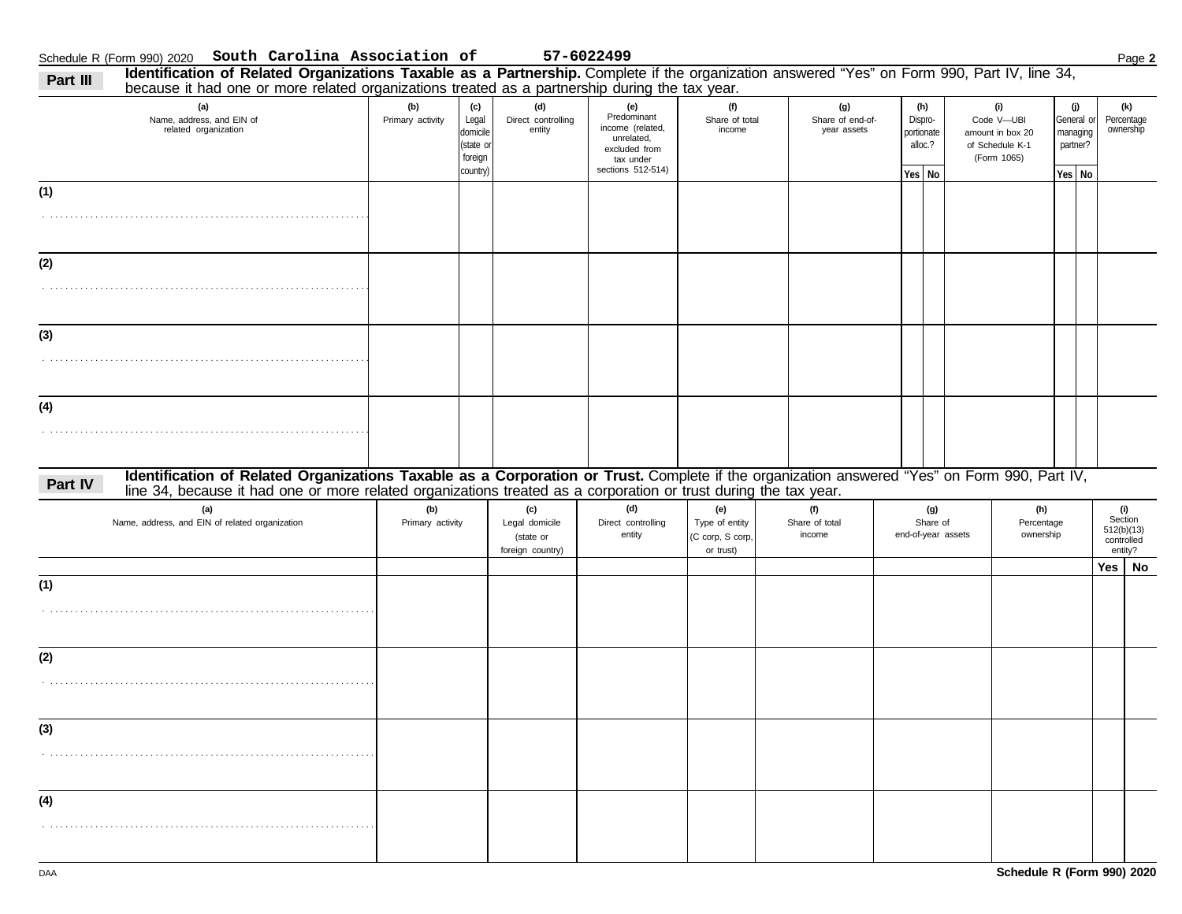Schedule R (Form 990) 2020 **South Carolina Association of** **57-6022499**

## Part III Identification of Related Organizations Taxable as a Partnership.

Complete if the organization answered "Yes" on Form 990, Part IV, line 34, because it had one or more related organizations treated as a partnership during the tax year.

| (a) Name, address, and EIN of related organization | (b) Primary activity | (c) Legal domicile (state or foreign country) | (d) Direct controlling entity | (e) Predominant income (related, unrelated, excluded from tax under sections 512-514) | (f) Share of total income | (g) Share of end-of-year assets | (h) Disproportionate alloc.? Yes | (h) No | (i) Code V—UBI amount in box 20 of Schedule K-1 (Form 1065) | (j) General or managing partner? Yes | (j) No | (k) Percentage ownership |
|---|---|---|---|---|---|---|---|---|---|---|---|---|
| (1) | | | | | | | | | | | | |
| (2) | | | | | | | | | | | | |
| (3) | | | | | | | | | | | | |
| (4) | | | | | | | | | | | | |

## Part IV Identification of Related Organizations Taxable as a Corporation or Trust.

Complete if the organization answered "Yes" on Form 990, Part IV, line 34, because it had one or more related organizations treated as a corporation or trust during the tax year.

| (a) Name, address, and EIN of related organization | (b) Primary activity | (c) Legal domicile (state or foreign country) | (d) Direct controlling entity | (e) Type of entity (C corp, S corp, or trust) | (f) Share of total income | (g) Share of end-of-year assets | (h) Percentage ownership | (i) Section 512(b)(13) controlled entity? Yes | (i) No |
|---|---|---|---|---|---|---|---|---|---|
| (1) | | | | | | | | | |
| (2) | | | | | | | | | |
| (3) | | | | | | | | | |
| (4) | | | | | | | | | |

DAA **Schedule R (Form 990) 2020**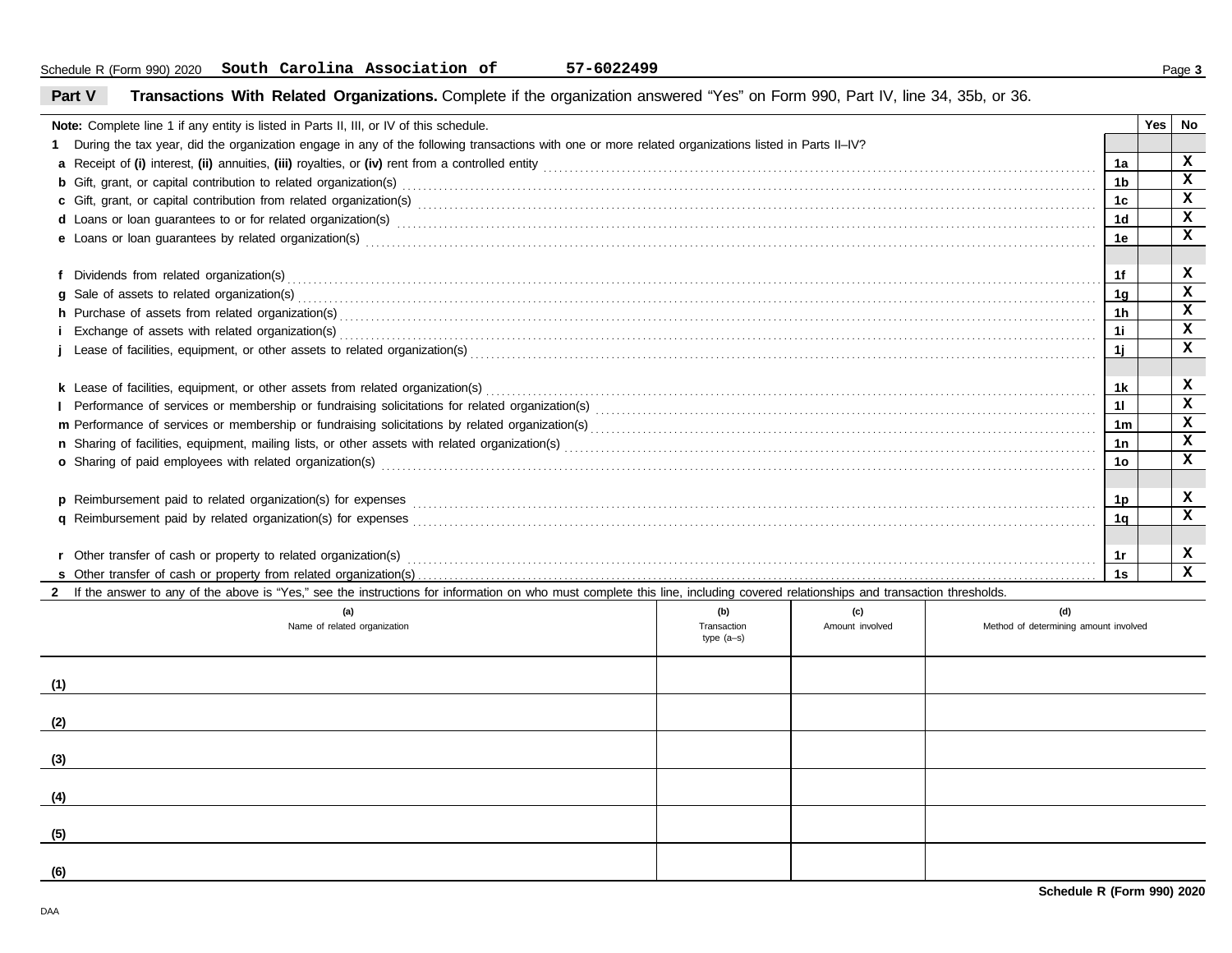Schedule R (Form 990) 2020 **South Carolina Association of** **57-6022499**

## Part V Transactions With Related Organizations. Complete if the organization answered "Yes" on Form 990, Part IV, line 34, 35b, or 36.

| **Note:** Complete line 1 if any entity is listed in Parts II, III, or IV of this schedule. | | Yes | No |
|---|---|---|---|
| **1** During the tax year, did the organization engage in any of the following transactions with one or more related organizations listed in Parts II–IV? | | | |
| **a** Receipt of **(i)** interest, **(ii)** annuities, **(iii)** royalties, or **(iv)** rent from a controlled entity | 1a | | X |
| **b** Gift, grant, or capital contribution to related organization(s) | 1b | | X |
| **c** Gift, grant, or capital contribution from related organization(s) | 1c | | X |
| **d** Loans or loan guarantees to or for related organization(s) | 1d | | X |
| **e** Loans or loan guarantees by related organization(s) | 1e | | X |
| **f** Dividends from related organization(s) | 1f | | X |
| **g** Sale of assets to related organization(s) | 1g | | X |
| **h** Purchase of assets from related organization(s) | 1h | | X |
| **i** Exchange of assets with related organization(s) | 1i | | X |
| **j** Lease of facilities, equipment, or other assets to related organization(s) | 1j | | X |
| **k** Lease of facilities, equipment, or other assets from related organization(s) | 1k | | X |
| **l** Performance of services or membership or fundraising solicitations for related organization(s) | 1l | | X |
| **m** Performance of services or membership or fundraising solicitations by related organization(s) | 1m | | X |
| **n** Sharing of facilities, equipment, mailing lists, or other assets with related organization(s) | 1n | | X |
| **o** Sharing of paid employees with related organization(s) | 1o | | X |
| **p** Reimbursement paid to related organization(s) for expenses | 1p | | X |
| **q** Reimbursement paid by related organization(s) for expenses | 1q | | X |
| **r** Other transfer of cash or property to related organization(s) | 1r | | X |
| **s** Other transfer of cash or property from related organization(s) | 1s | | X |

**2** If the answer to any of the above is "Yes," see the instructions for information on who must complete this line, including covered relationships and transaction thresholds.

| | (a) Name of related organization | (b) Transaction type (a–s) | (c) Amount involved | (d) Method of determining amount involved |
|---|---|---|---|---|
| (1) | | | | |
| (2) | | | | |
| (3) | | | | |
| (4) | | | | |
| (5) | | | | |
| (6) | | | | |

**Schedule R (Form 990) 2020**

DAA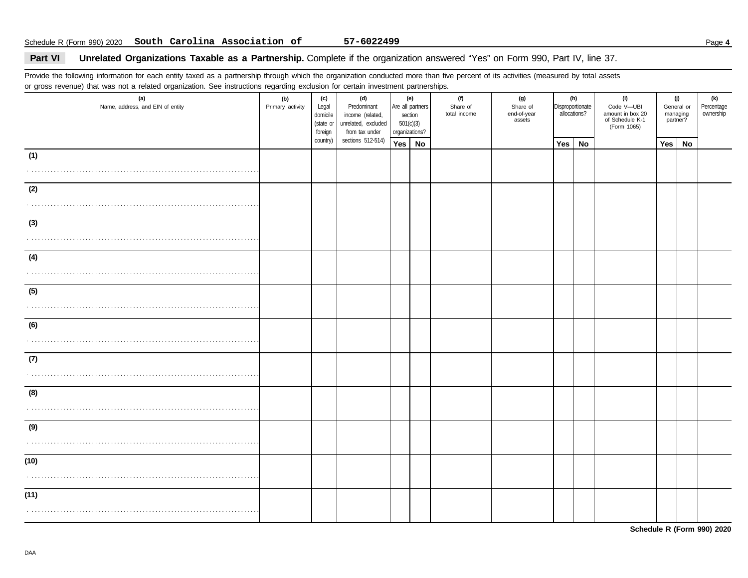Schedule R (Form 990) 2020 **South Carolina Association of** **57-6022499**

## Part VI Unrelated Organizations Taxable as a Partnership. Complete if the organization answered "Yes" on Form 990, Part IV, line 37.

Provide the following information for each entity taxed as a partnership through which the organization conducted more than five percent of its activities (measured by total assets or gross revenue) that was not a related organization. See instructions regarding exclusion for certain investment partnerships.

| (a) Name, address, and EIN of entity | (b) Primary activity | (c) Legal domicile (state or foreign country) | (d) Predominant income (related, unrelated, excluded from tax under sections 512-514) | (e) Are all partners section 501(c)(3) organizations? | | (f) Share of total income | (g) Share of end-of-year assets | (h) Disproportionate allocations? | | (i) Code V—UBI amount in box 20 of Schedule K-1 (Form 1065) | (j) General or managing partner? | | (k) Percentage ownership |
|---|---|---|---|---|---|---|---|---|---|---|---|---|---|
| | | | | Yes | No | | | Yes | No | | Yes | No | |
| (1) | | | | | | | | | | | | | |
| (2) | | | | | | | | | | | | | |
| (3) | | | | | | | | | | | | | |
| (4) | | | | | | | | | | | | | |
| (5) | | | | | | | | | | | | | |
| (6) | | | | | | | | | | | | | |
| (7) | | | | | | | | | | | | | |
| (8) | | | | | | | | | | | | | |
| (9) | | | | | | | | | | | | | |
| (10) | | | | | | | | | | | | | |
| (11) | | | | | | | | | | | | | |

**Schedule R (Form 990) 2020**

DAA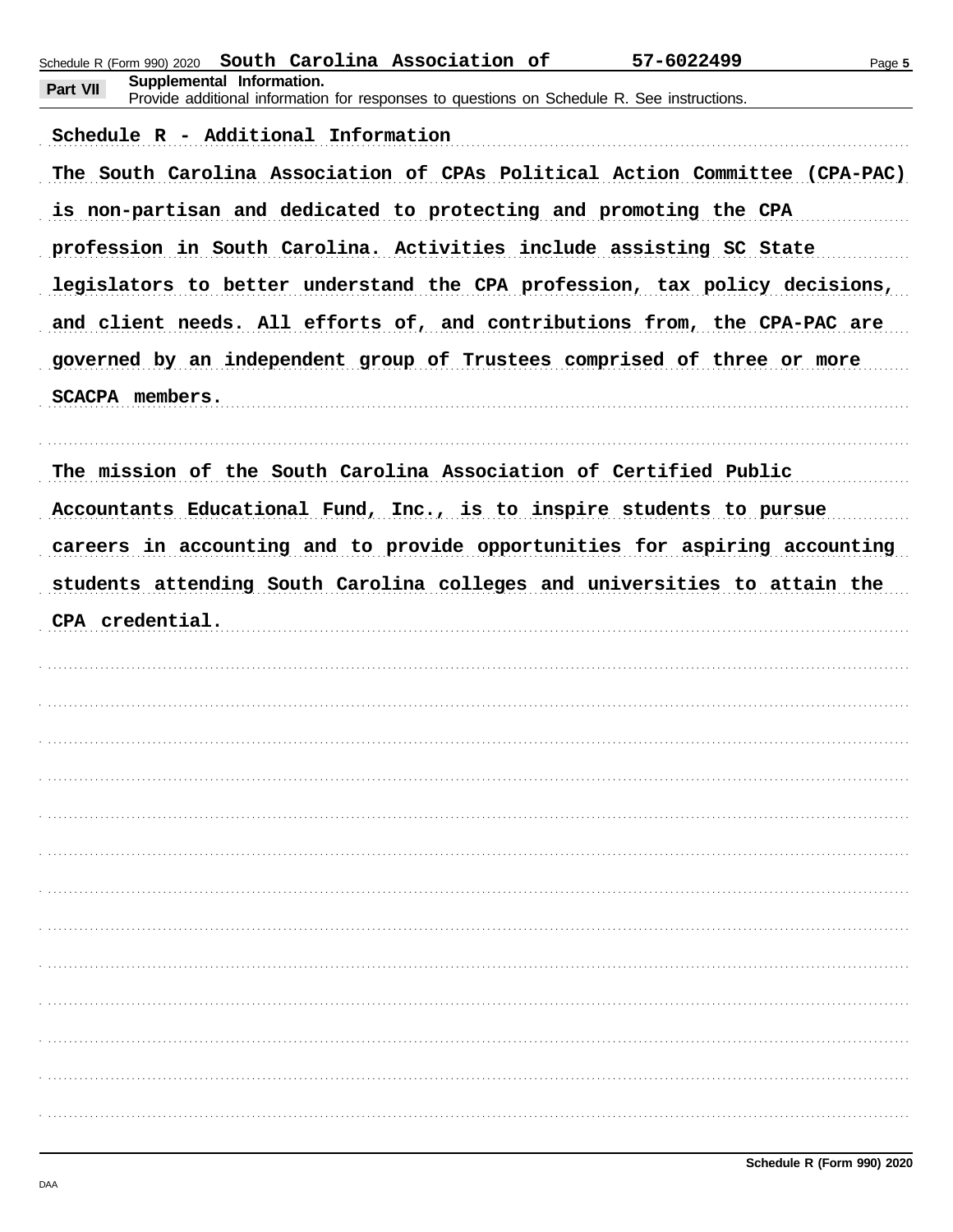**Part VII** **Supplemental Information.**
Provide additional information for responses to questions on Schedule R. See instructions.

**Schedule R - Additional Information**

The South Carolina Association of CPAs Political Action Committee (CPA-PAC) is non-partisan and dedicated to protecting and promoting the CPA profession in South Carolina. Activities include assisting SC State legislators to better understand the CPA profession, tax policy decisions, and client needs. All efforts of, and contributions from, the CPA-PAC are governed by an independent group of Trustees comprised of three or more SCACPA members.

The mission of the South Carolina Association of Certified Public Accountants Educational Fund, Inc., is to inspire students to pursue careers in accounting and to provide opportunities for aspiring accounting students attending South Carolina colleges and universities to attain the CPA credential.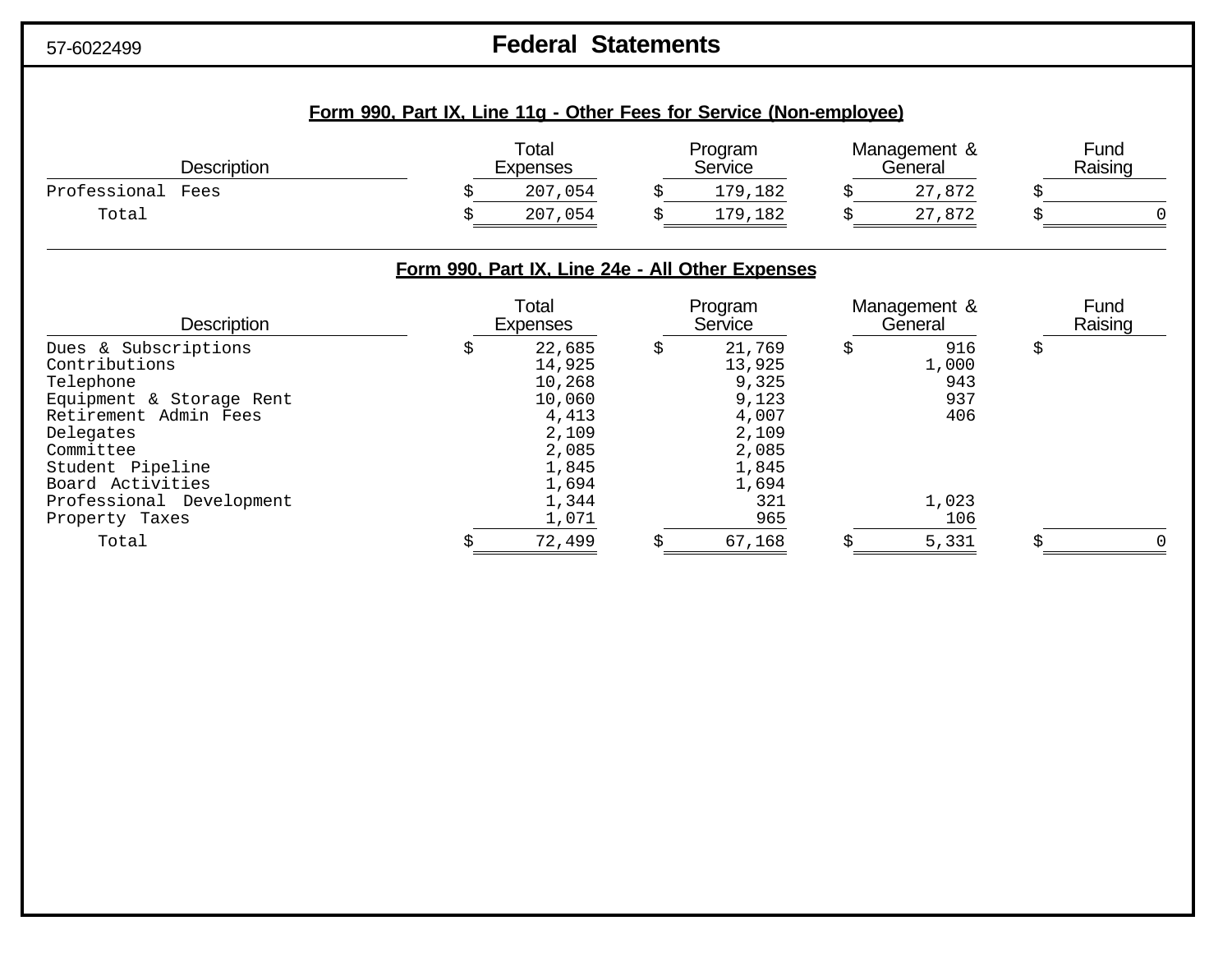57-6022499

# Federal Statements

## Form 990, Part IX, Line 11g - Other Fees for Service (Non-employee)

| Description | Total Expenses | Program Service | Management & General | Fund Raising |
|---|---|---|---|---|
| Professional Fees | $ 207,054 | $ 179,182 | $ 27,872 | $ |
| Total | $ 207,054 | $ 179,182 | $ 27,872 | $ 0 |

## Form 990, Part IX, Line 24e - All Other Expenses

| Description | Total Expenses | Program Service | Management & General | Fund Raising |
|---|---|---|---|---|
| Dues & Subscriptions | $ 22,685 | $ 21,769 | $ 916 | $ |
| Contributions | 14,925 | 13,925 | 1,000 | |
| Telephone | 10,268 | 9,325 | 943 | |
| Equipment & Storage Rent | 10,060 | 9,123 | 937 | |
| Retirement Admin Fees | 4,413 | 4,007 | 406 | |
| Delegates | 2,109 | 2,109 | | |
| Committee | 2,085 | 2,085 | | |
| Student Pipeline | 1,845 | 1,845 | | |
| Board Activities | 1,694 | 1,694 | | |
| Professional Development | 1,344 | 321 | 1,023 | |
| Property Taxes | 1,071 | 965 | 106 | |
| Total | $ 72,499 | $ 67,168 | $ 5,331 | $ 0 |